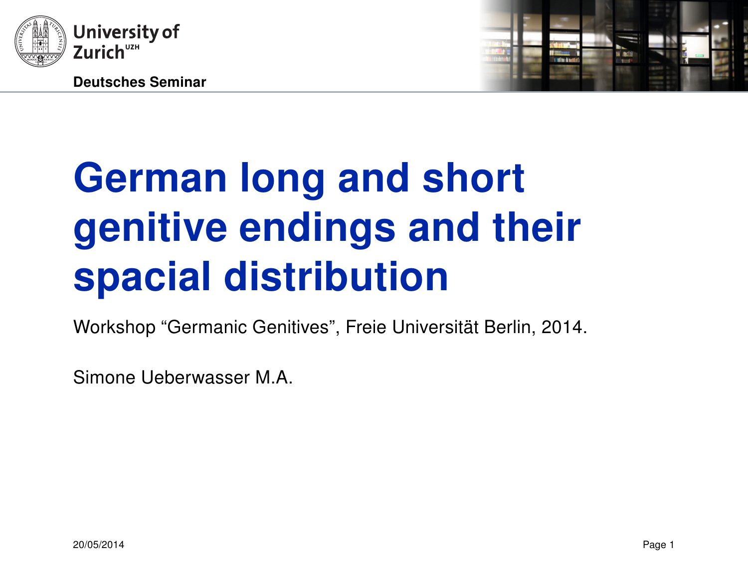University of Zurich[UZH]

**Deutsches Seminar**

# German long and short genitive endings and their spacial distribution

Workshop “Germanic Genitives”, Freie Universität Berlin, 2014.

Simone Ueberwasser M.A.

20/05/2014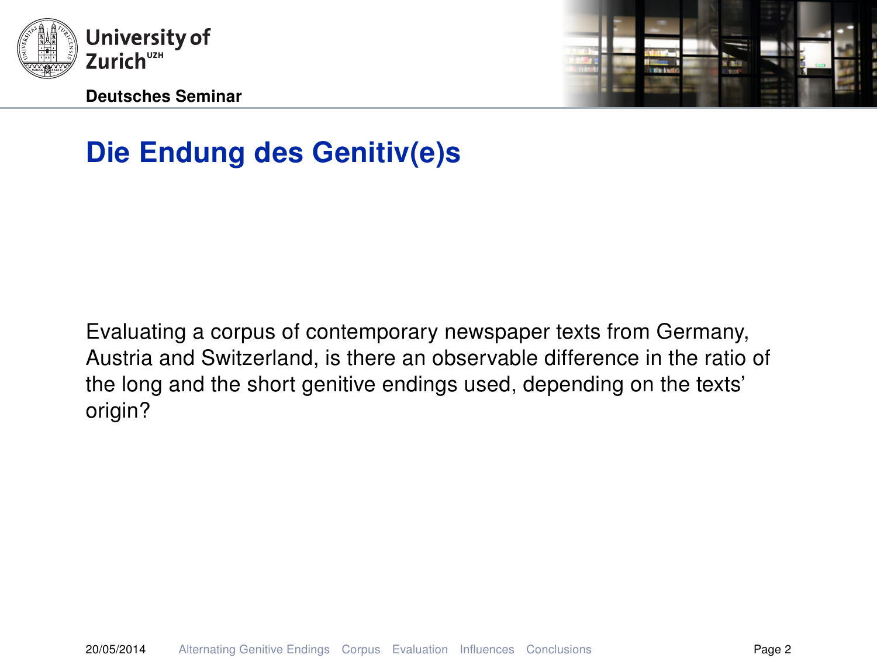## Die Endung des Genitiv(e)s

Evaluating a corpus of contemporary newspaper texts from Germany, Austria and Switzerland, is there an observable difference in the ratio of the long and the short genitive endings used, depending on the texts' origin?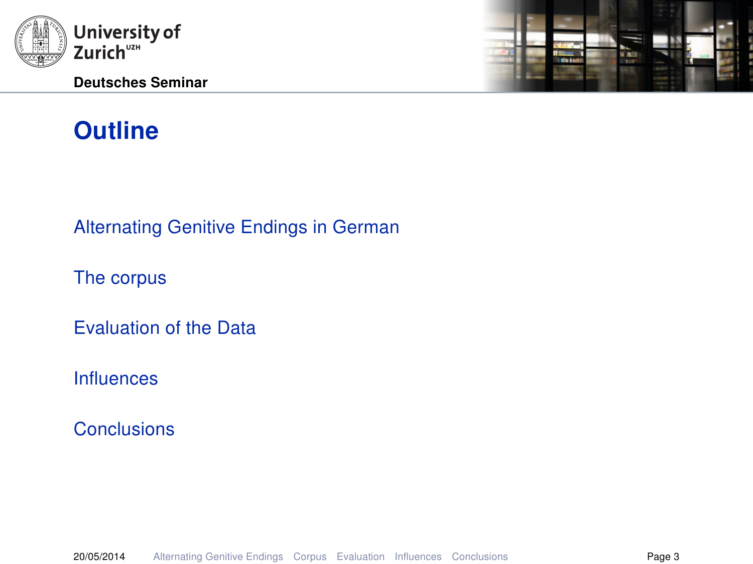# Outline

Alternating Genitive Endings in German

The corpus

Evaluation of the Data

Influences

Conclusions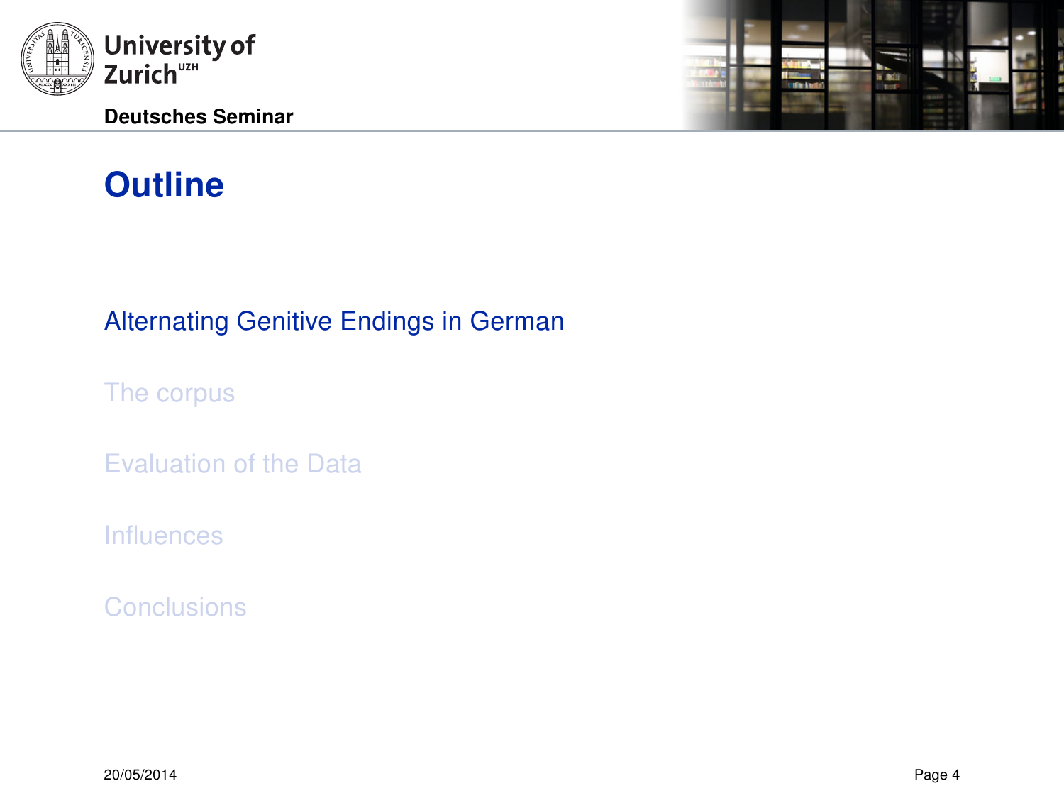# Outline

Alternating Genitive Endings in German

The corpus

Evaluation of the Data

Influences

Conclusions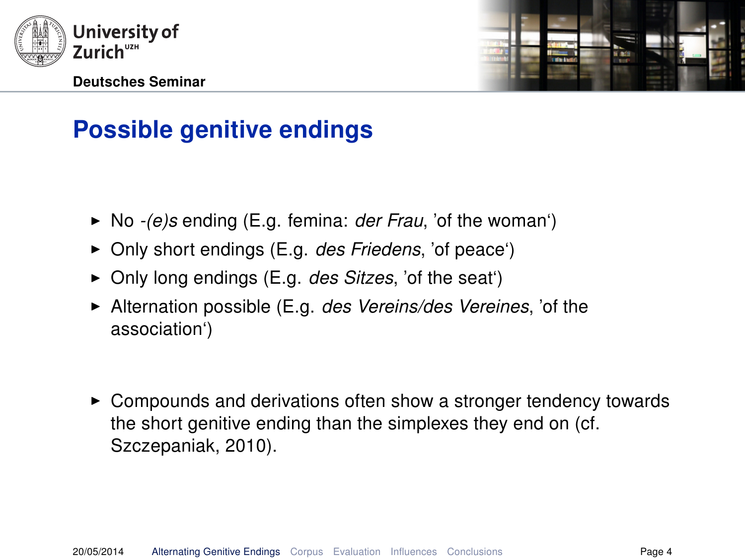## Possible genitive endings

- No *-(e)s* ending (E.g. femina: *der Frau*, 'of the woman')
- Only short endings (E.g. *des Friedens*, 'of peace')
- Only long endings (E.g. *des Sitzes*, 'of the seat')
- Alternation possible (E.g. *des Vereins/des Vereines*, 'of the association')

- Compounds and derivations often show a stronger tendency towards the short genitive ending than the simplexes they end on (cf. Szczepaniak, 2010).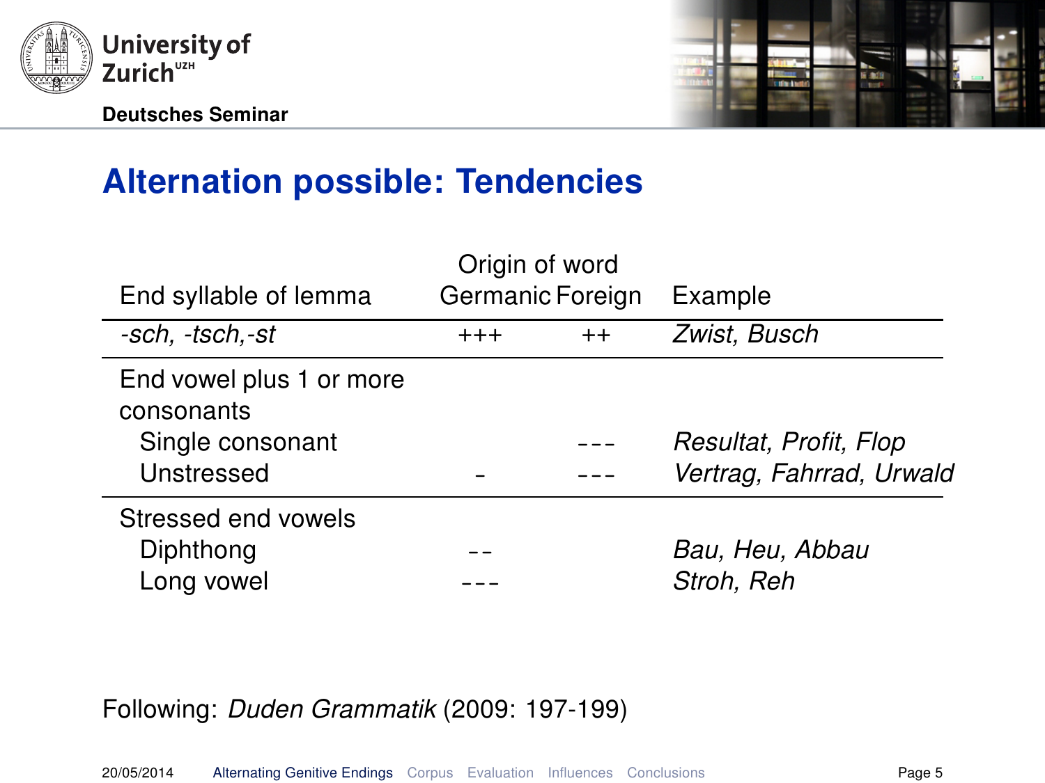# Alternation possible: Tendencies

| End syllable of lemma | Origin of word | | Example |
|---|---|---|---|
| | Germanic | Foreign | |
| *-sch, -tsch,-st* | +++ | ++ | *Zwist, Busch* |
| End vowel plus 1 or more consonants | | | |
| Single consonant | | --- | *Resultat, Profit, Flop* |
| Unstressed | - | --- | *Vertrag, Fahrrad, Urwald* |
| Stressed end vowels | | | |
| Diphthong | -- | | *Bau, Heu, Abbau* |
| Long vowel | --- | | *Stroh, Reh* |

Following: *Duden Grammatik* (2009: 197-199)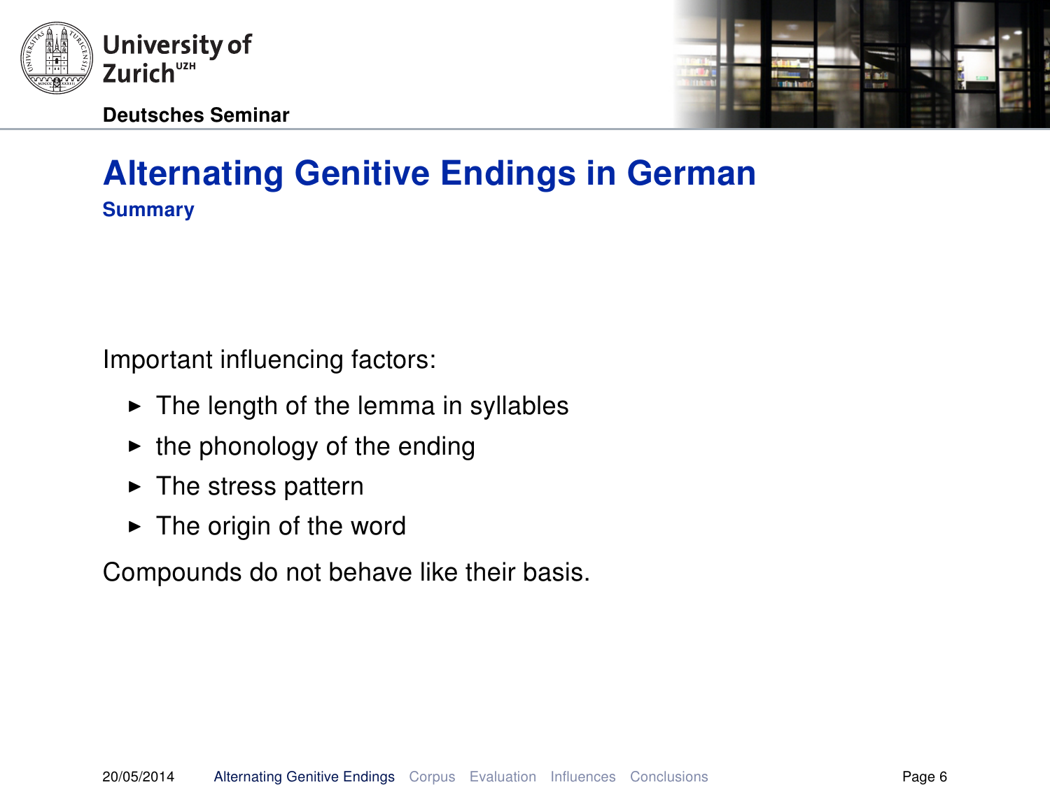# Alternating Genitive Endings in German

## Summary

Important influencing factors:

- The length of the lemma in syllables
- the phonology of the ending
- The stress pattern
- The origin of the word

Compounds do not behave like their basis.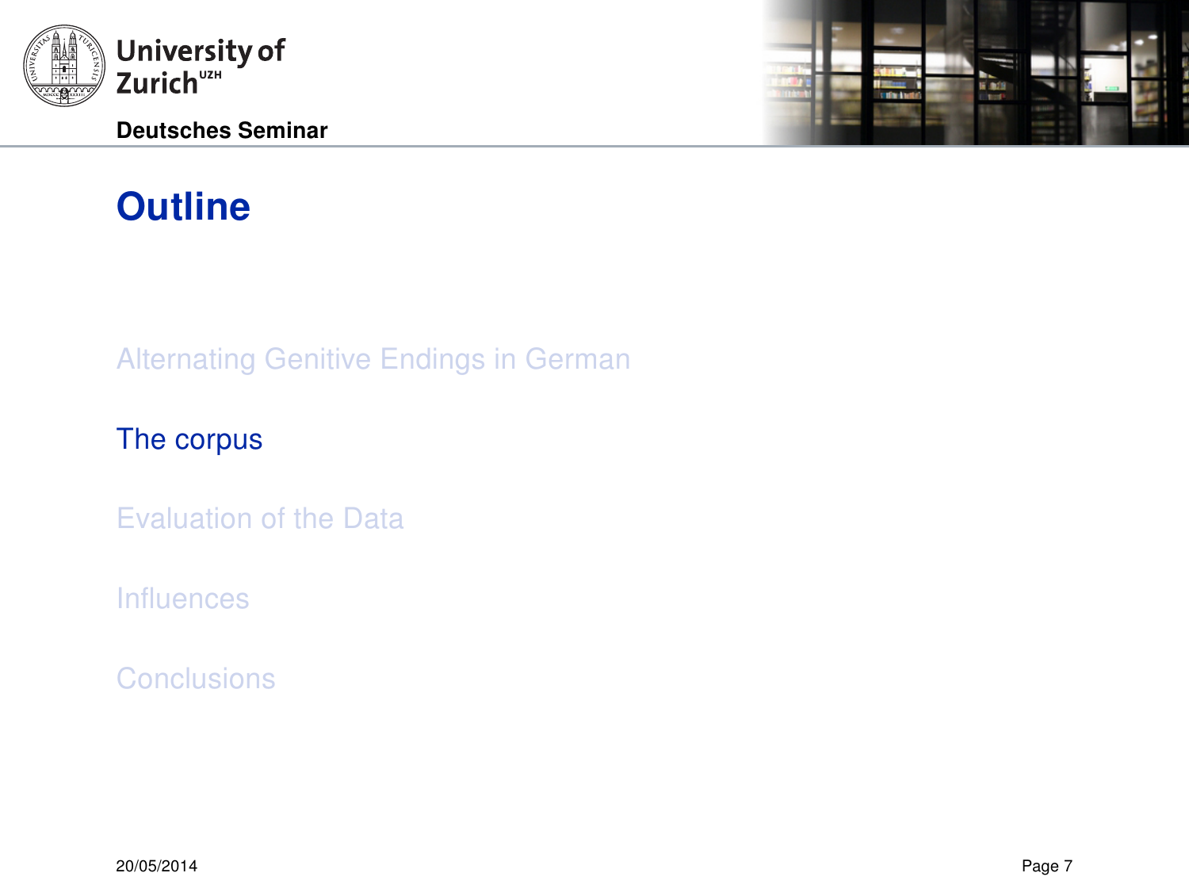# Outline

- Alternating Genitive Endings in German
- The corpus
- Evaluation of the Data
- Influences
- Conclusions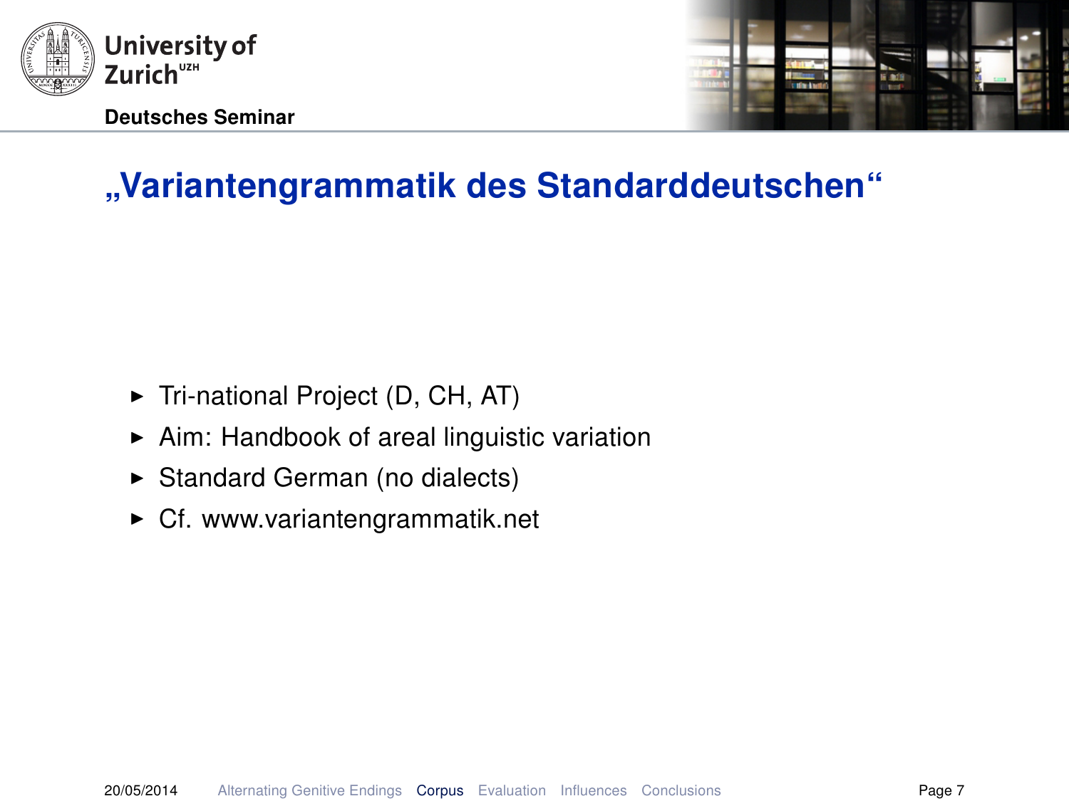# „Variantengrammatik des Standarddeutschen"

- Tri-national Project (D, CH, AT)
- Aim: Handbook of areal linguistic variation
- Standard German (no dialects)
- Cf. www.variantengrammatik.net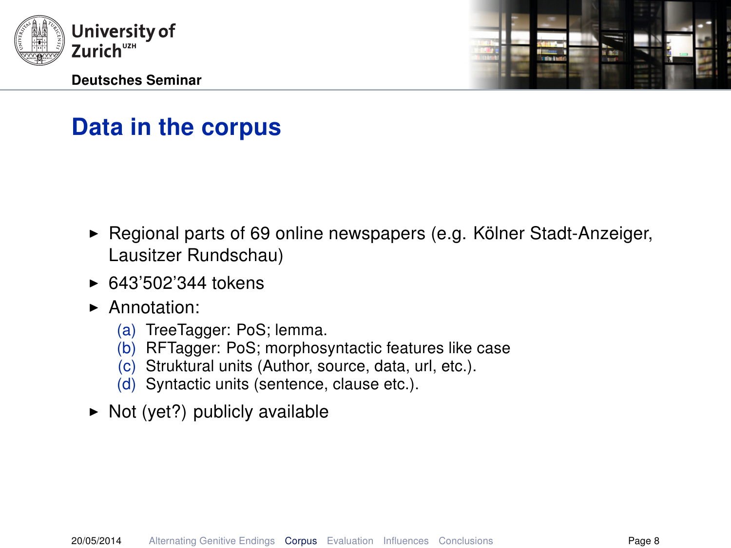## Data in the corpus

- Regional parts of 69 online newspapers (e.g. Kölner Stadt-Anzeiger, Lausitzer Rundschau)
- 643’502’344 tokens
- Annotation:
  - (a) TreeTagger: PoS; lemma.
  - (b) RFTagger: PoS; morphosyntactic features like case
  - (c) Struktural units (Author, source, data, url, etc.).
  - (d) Syntactic units (sentence, clause etc.).
- Not (yet?) publicly available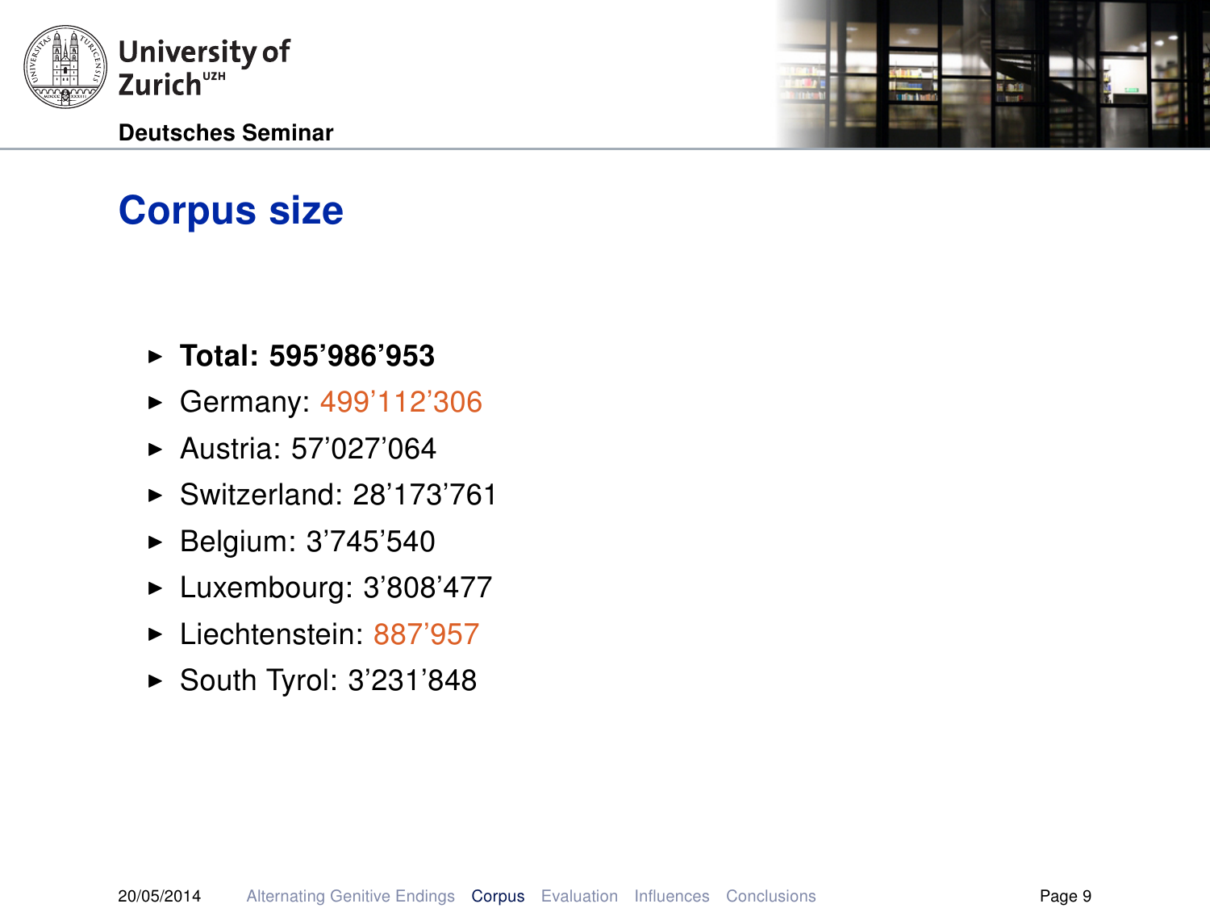# Corpus size

- **Total: 595’986’953**
- Germany: 499’112’306
- Austria: 57’027’064
- Switzerland: 28’173’761
- Belgium: 3’745’540
- Luxembourg: 3’808’477
- Liechtenstein: 887’957
- South Tyrol: 3’231’848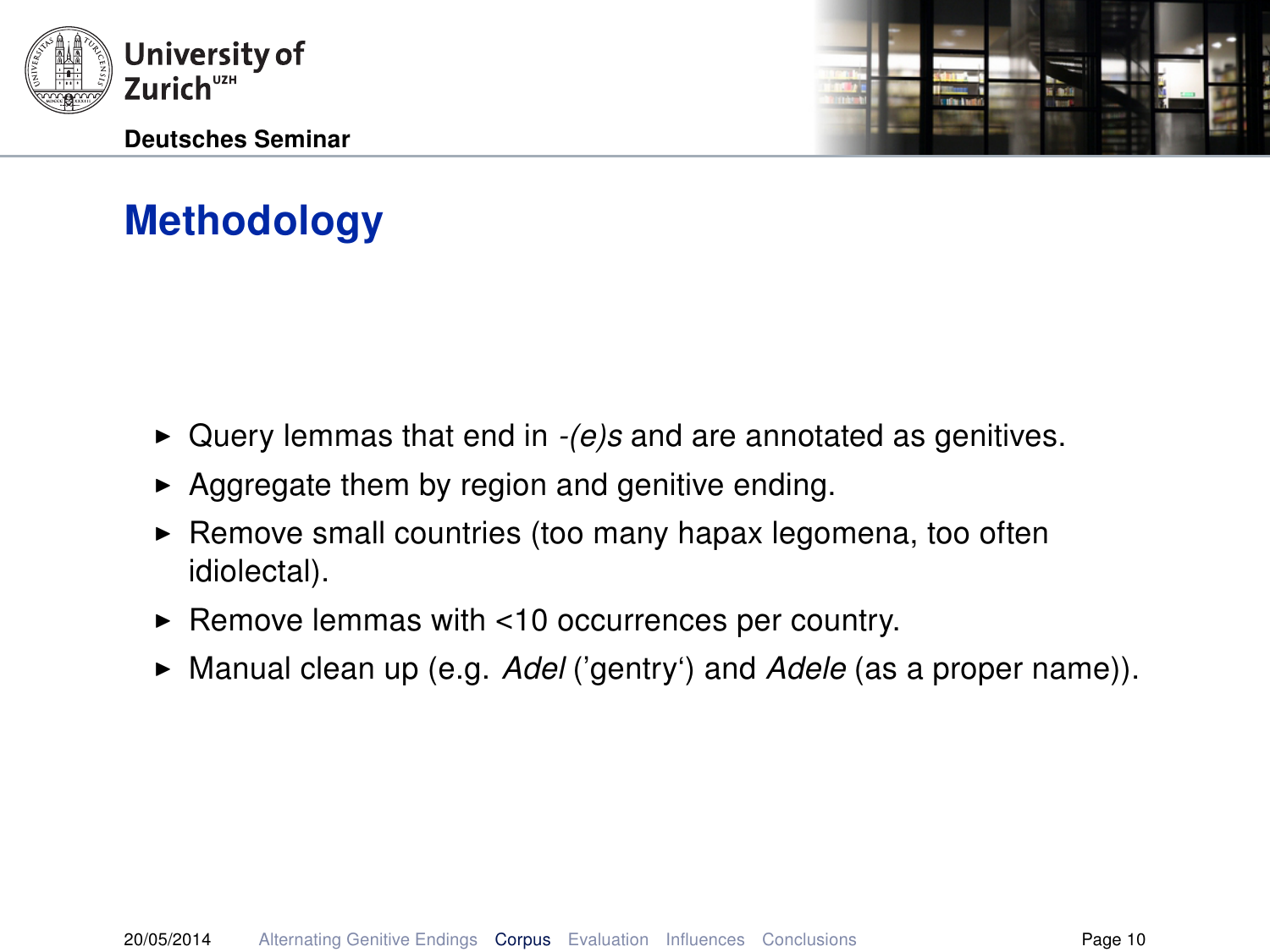# Methodology

- Query lemmas that end in *-(e)s* and are annotated as genitives.
- Aggregate them by region and genitive ending.
- Remove small countries (too many hapax legomena, too often idiolectal).
- Remove lemmas with <10 occurrences per country.
- Manual clean up (e.g. *Adel* ('gentry') and *Adele* (as a proper name)).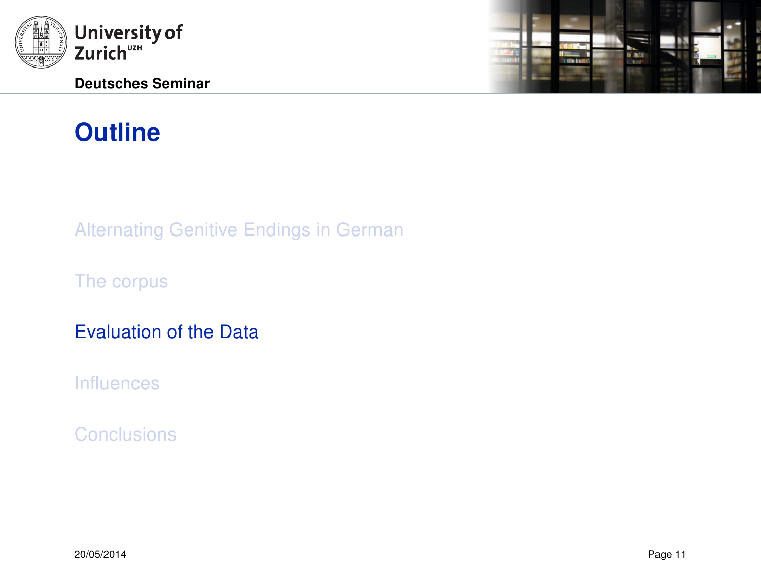# Outline

- Alternating Genitive Endings in German
- The corpus
- **Evaluation of the Data**
- Influences
- Conclusions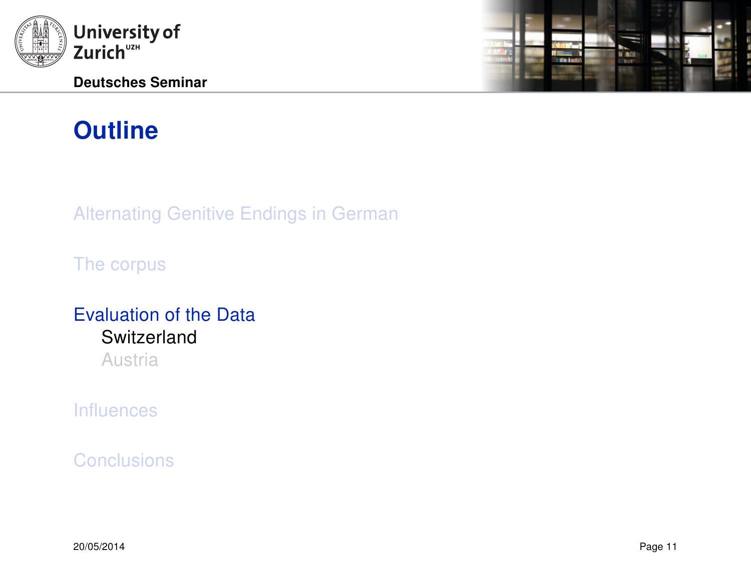# Outline

Alternating Genitive Endings in German

The corpus

Evaluation of the Data

- Switzerland
- Austria

Influences

Conclusions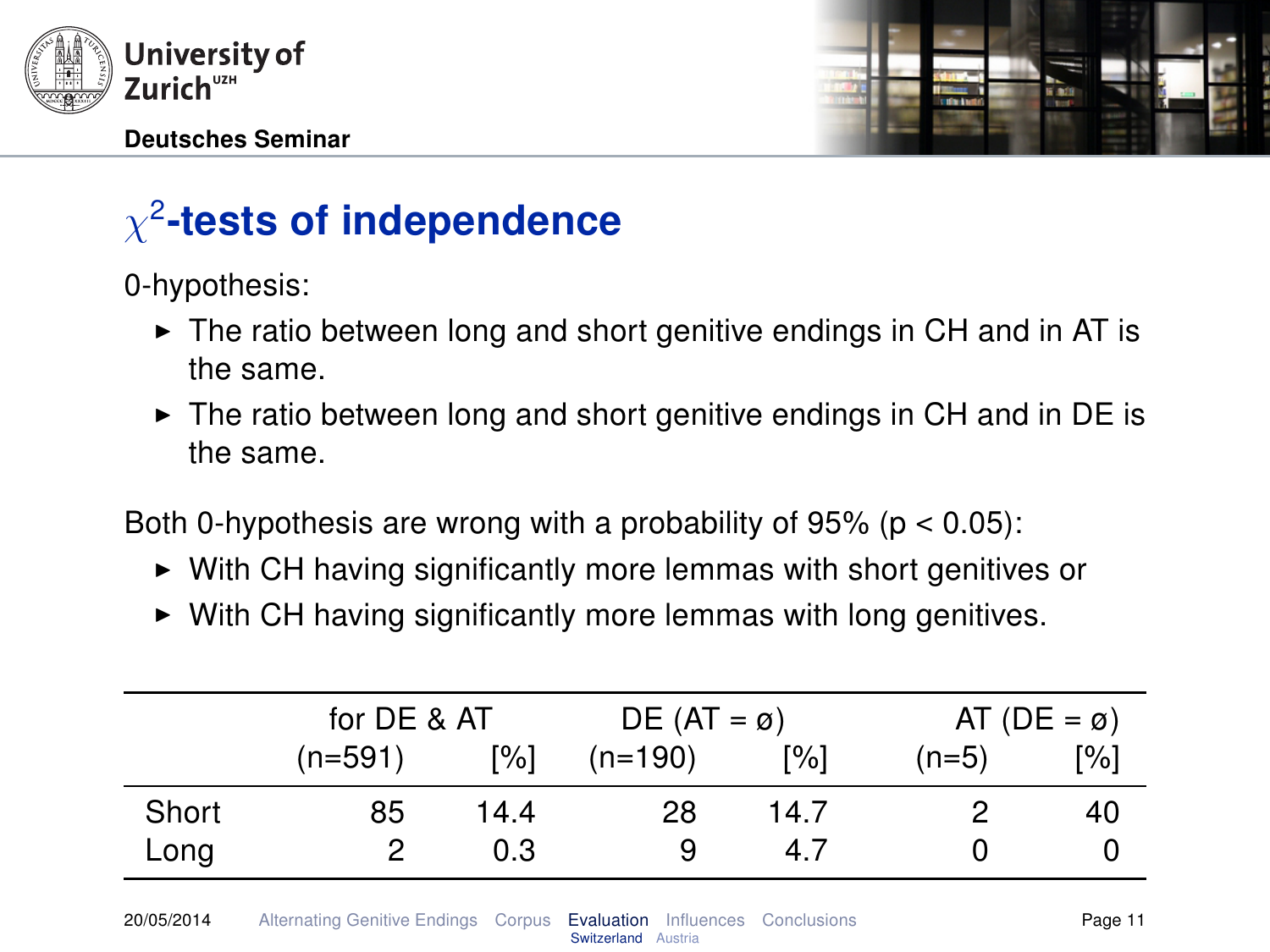# $\chi^2$-tests of independence

0-hypothesis:

- The ratio between long and short genitive endings in CH and in AT is the same.
- The ratio between long and short genitive endings in CH and in DE is the same.

Both 0-hypothesis are wrong with a probability of 95% ($p < 0.05$):

- With CH having significantly more lemmas with short genitives or
- With CH having significantly more lemmas with long genitives.

| | for DE & AT | | DE (AT = ø) | | AT (DE = ø) | |
|---|---|---|---|---|---|---|
| | (n=591) | [%] | (n=190) | [%] | (n=5) | [%] |
| Short | 85 | 14.4 | 28 | 14.7 | 2 | 40 |
| Long | 2 | 0.3 | 9 | 4.7 | 0 | 0 |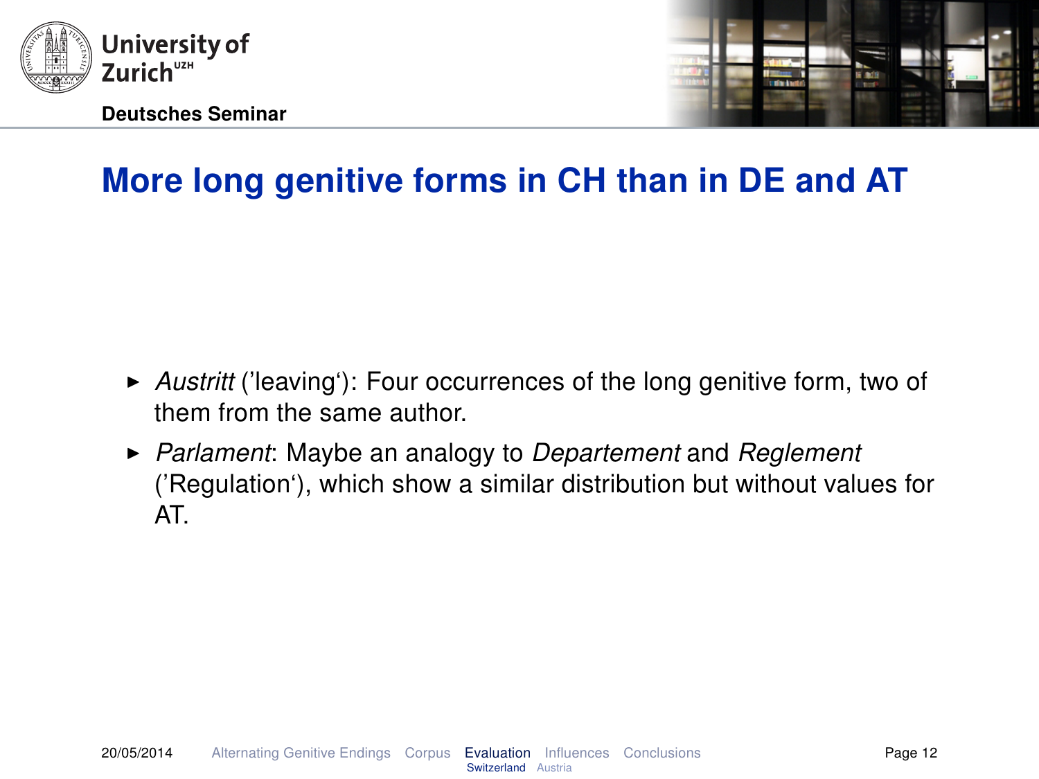# More long genitive forms in CH than in DE and AT

- *Austritt* ('leaving'): Four occurrences of the long genitive form, two of them from the same author.
- *Parlament*: Maybe an analogy to *Departement* and *Reglement* ('Regulation'), which show a similar distribution but without values for AT.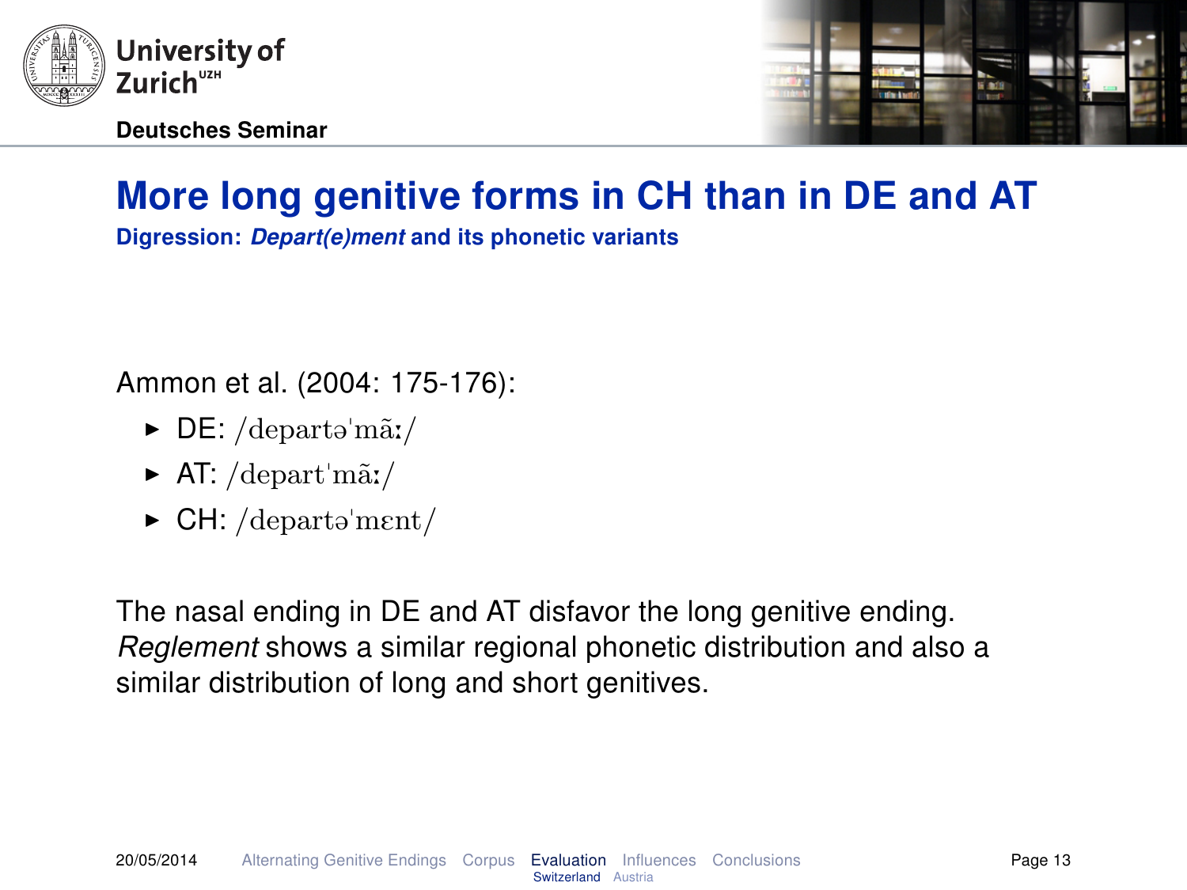# More long genitive forms in CH than in DE and AT

**Digression: *Depart(e)ment* and its phonetic variants**

Ammon et al. (2004: 175-176):

- DE: /departəˈmãː/
- AT: /departˈmãː/
- CH: /departəˈmɛnt/

The nasal ending in DE and AT disfavor the long genitive ending. *Reglement* shows a similar regional phonetic distribution and also a similar distribution of long and short genitives.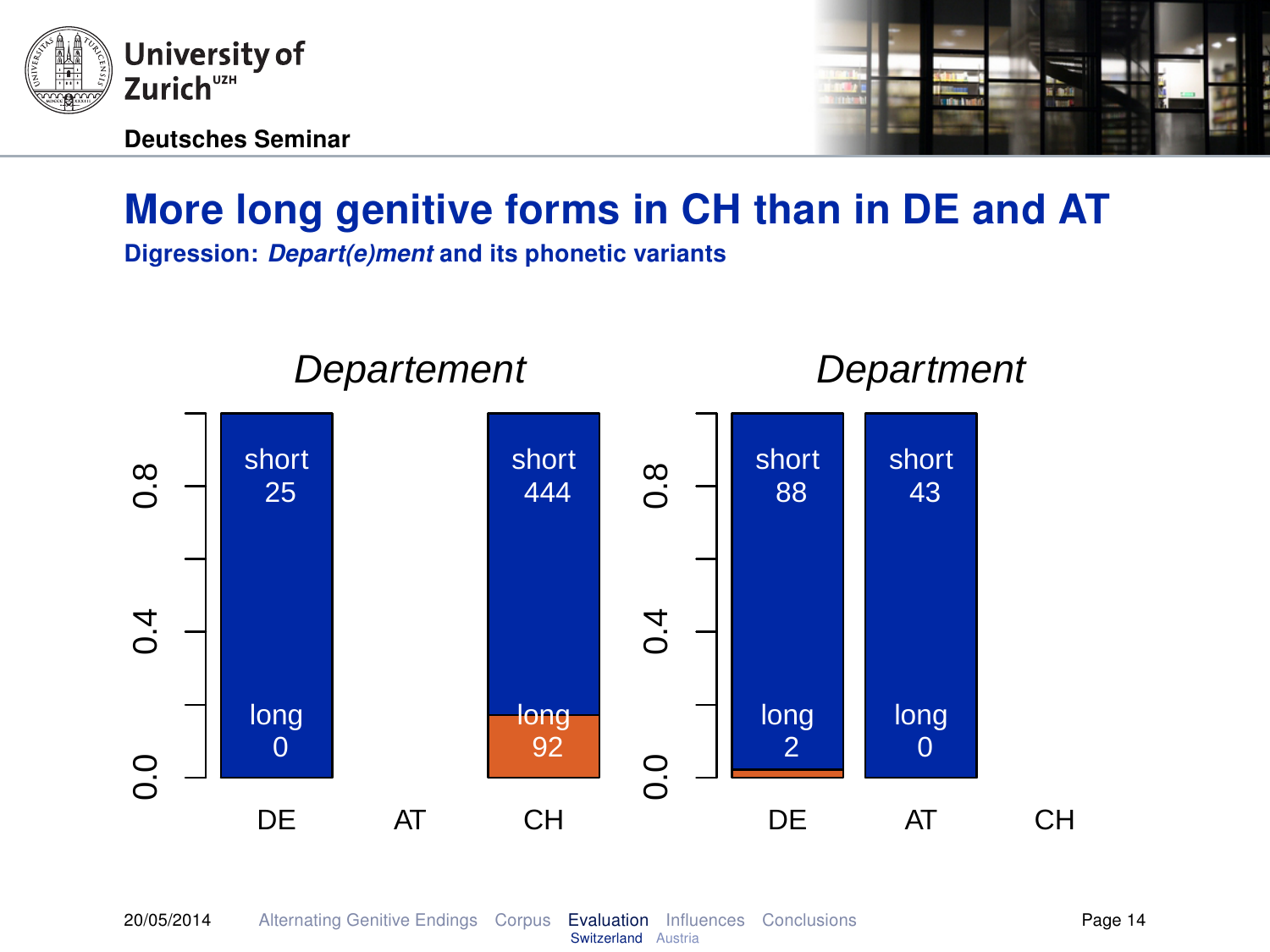# More long genitive forms in CH than in DE and AT

**Digression: *Depart(e)ment* and its phonetic variants**

| | *Departement* | | | *Department* | | |
|---|---|---|---|---|---|---|
| | DE | AT | CH | DE | AT | CH |
| short | 25 | | 444 | 88 | 43 | |
| long | 0 | | 92 | 2 | 0 | |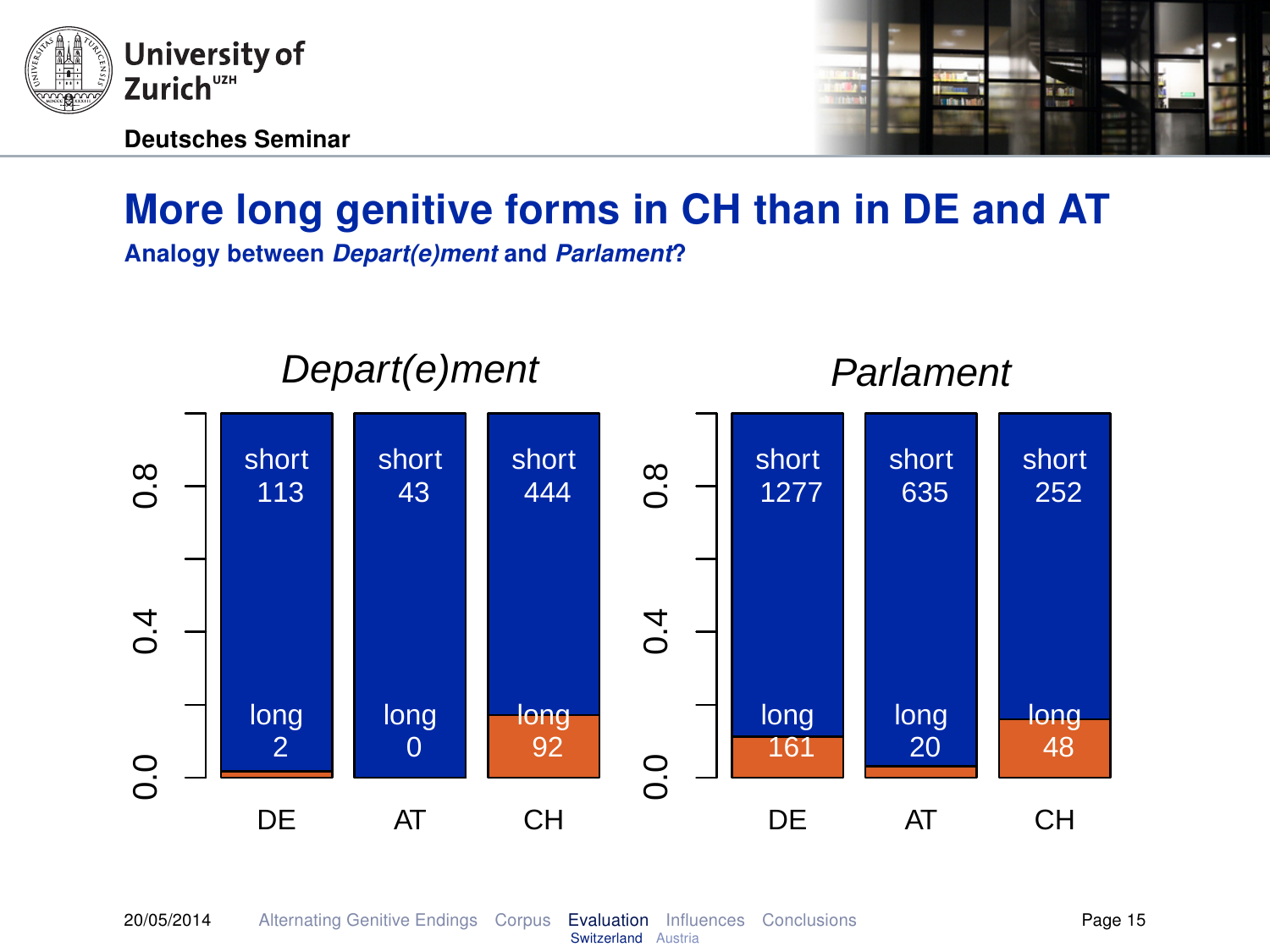# More long genitive forms in CH than in DE and AT

**Analogy between *Depart(e)ment* and *Parlament*?**

*Depart(e)ment*

| | DE | AT | CH |
|---|---|---|---|
| short | 113 | 43 | 444 |
| long | 2 | 0 | 92 |

*Parlament*

| | DE | AT | CH |
|---|---|---|---|
| short | 1277 | 635 | 252 |
| long | 161 | 20 | 48 |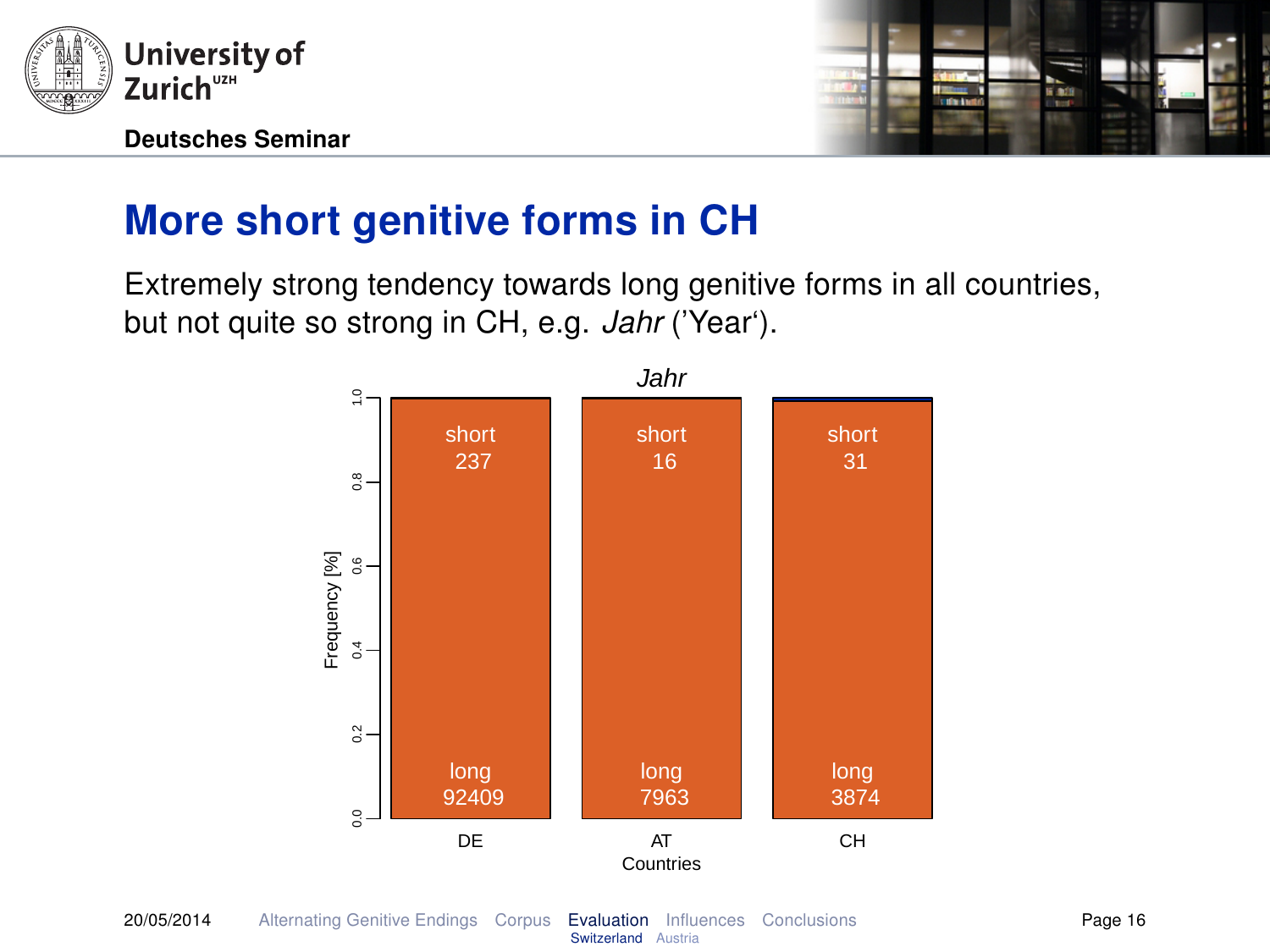## More short genitive forms in CH

Extremely strong tendency towards long genitive forms in all countries, but not quite so strong in CH, e.g. *Jahr* ('Year').

*Jahr*

| Countries | short | long |
|---|---|---|
| DE | 237 | 92409 |
| AT | 16 | 7963 |
| CH | 31 | 3874 |

Frequency [%]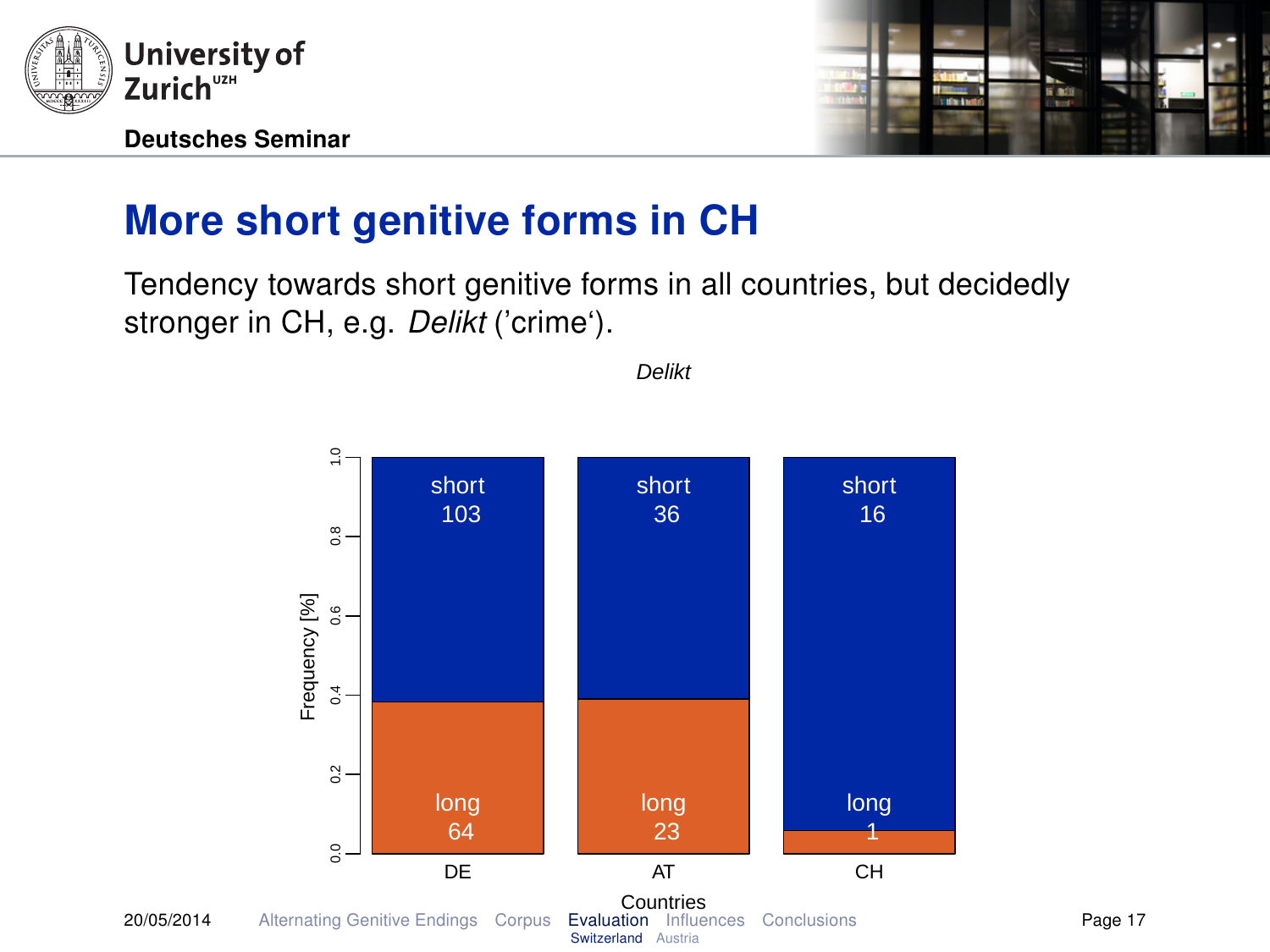## More short genitive forms in CH

Tendency towards short genitive forms in all countries, but decidedly stronger in CH, e.g. *Delikt* ('crime').

*Delikt*

| Countries | short | long |
|---|---|---|
| DE | 103 | 64 |
| AT | 36 | 23 |
| CH | 16 | 1 |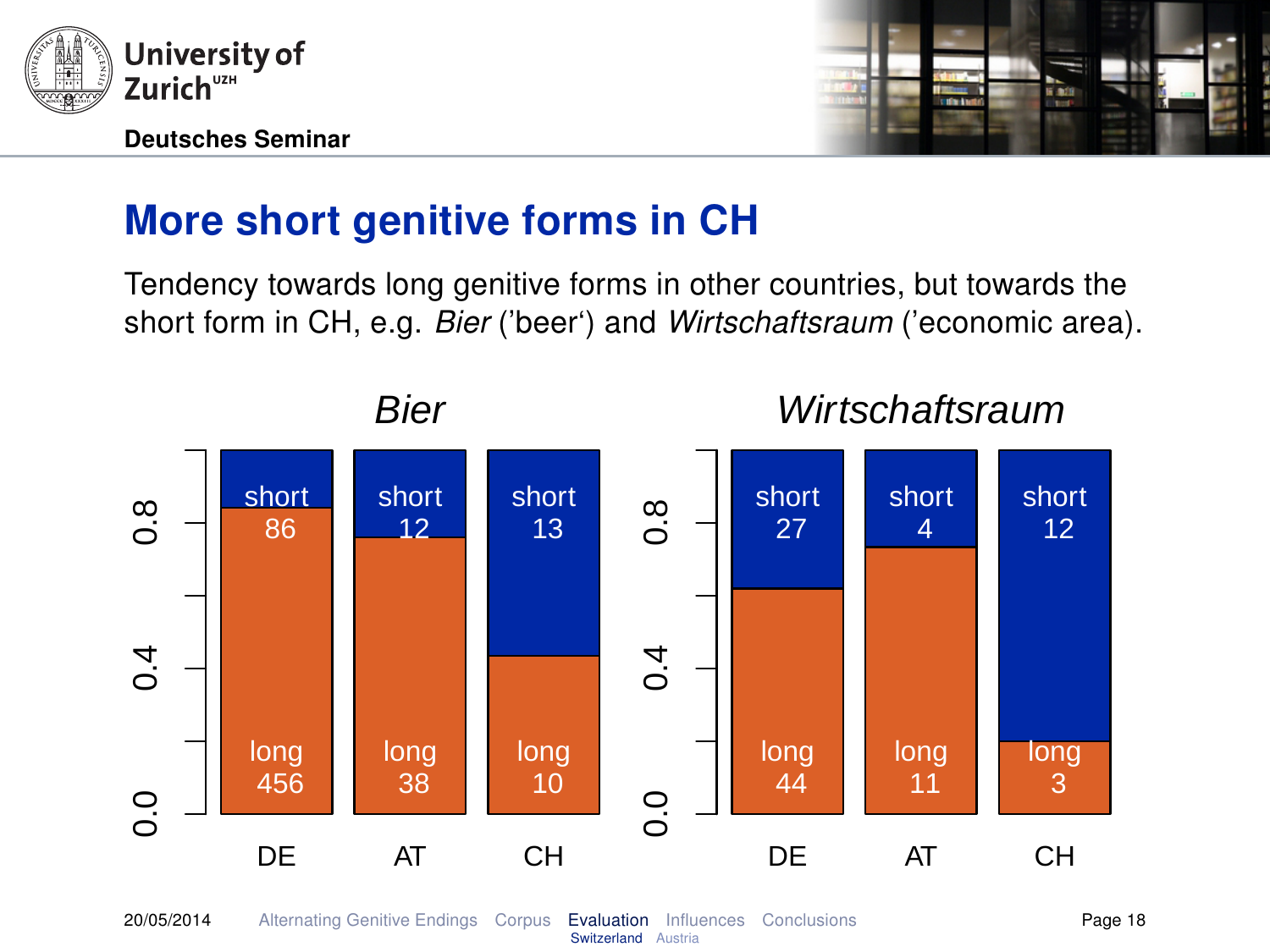# More short genitive forms in CH

Tendency towards long genitive forms in other countries, but towards the short form in CH, e.g. *Bier* ('beer') and *Wirtschaftsraum* ('economic area).

| | *Bier* | | | *Wirtschaftsraum* | | |
|---|---|---|---|---|---|---|
| | DE | AT | CH | DE | AT | CH |
| short | 86 | 12 | 13 | 27 | 4 | 12 |
| long | 456 | 38 | 10 | 44 | 11 | 3 |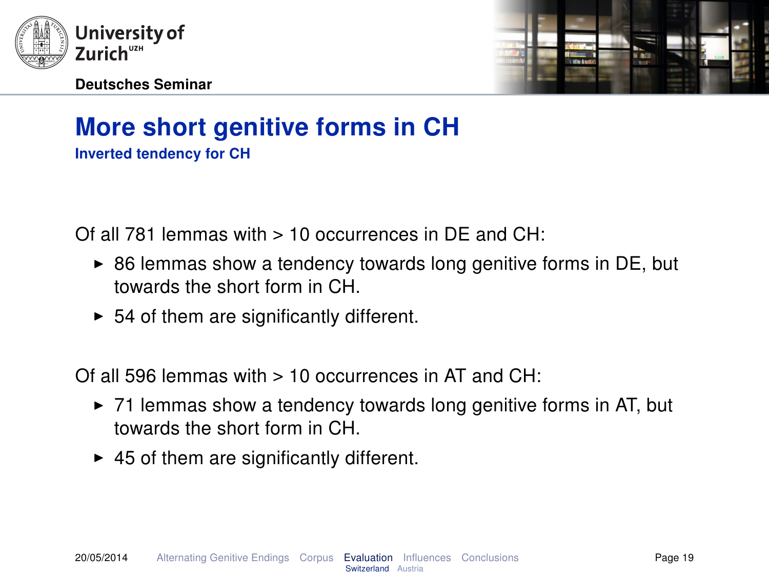# More short genitive forms in CH

## Inverted tendency for CH

Of all 781 lemmas with > 10 occurrences in DE and CH:

- 86 lemmas show a tendency towards long genitive forms in DE, but towards the short form in CH.
- 54 of them are significantly different.

Of all 596 lemmas with > 10 occurrences in AT and CH:

- 71 lemmas show a tendency towards long genitive forms in AT, but towards the short form in CH.
- 45 of them are significantly different.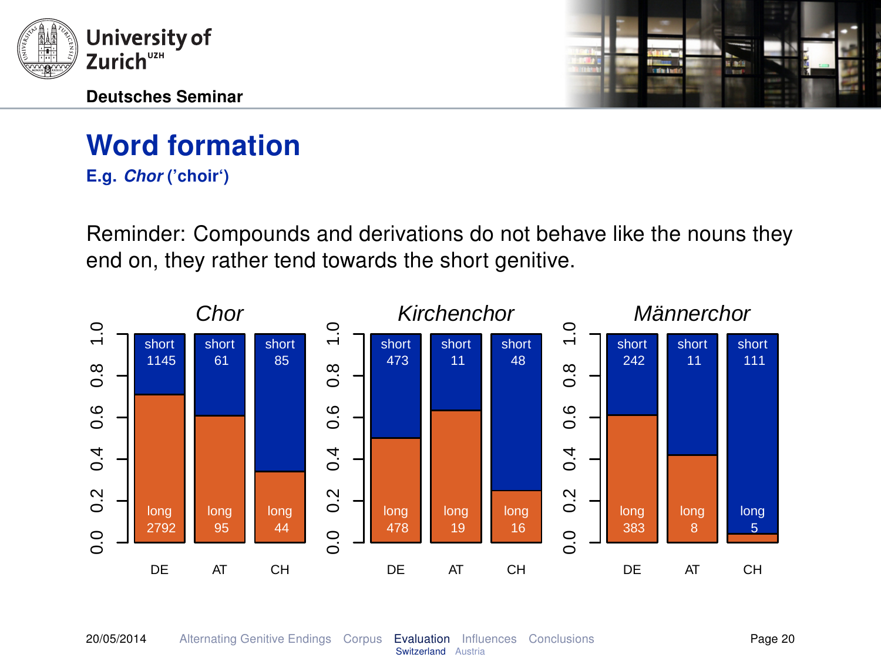# Word formation

**E.g. *Chor* ('choir')**

Reminder: Compounds and derivations do not behave like the nouns they end on, they rather tend towards the short genitive.

| | *Chor* | | | *Kirchenchor* | | | *Männerchor* | | |
|---|---|---|---|---|---|---|---|---|---|
| | DE | AT | CH | DE | AT | CH | DE | AT | CH |
| short | 1145 | 61 | 85 | 473 | 11 | 48 | 242 | 11 | 111 |
| long | 2792 | 95 | 44 | 478 | 19 | 16 | 383 | 8 | 5 |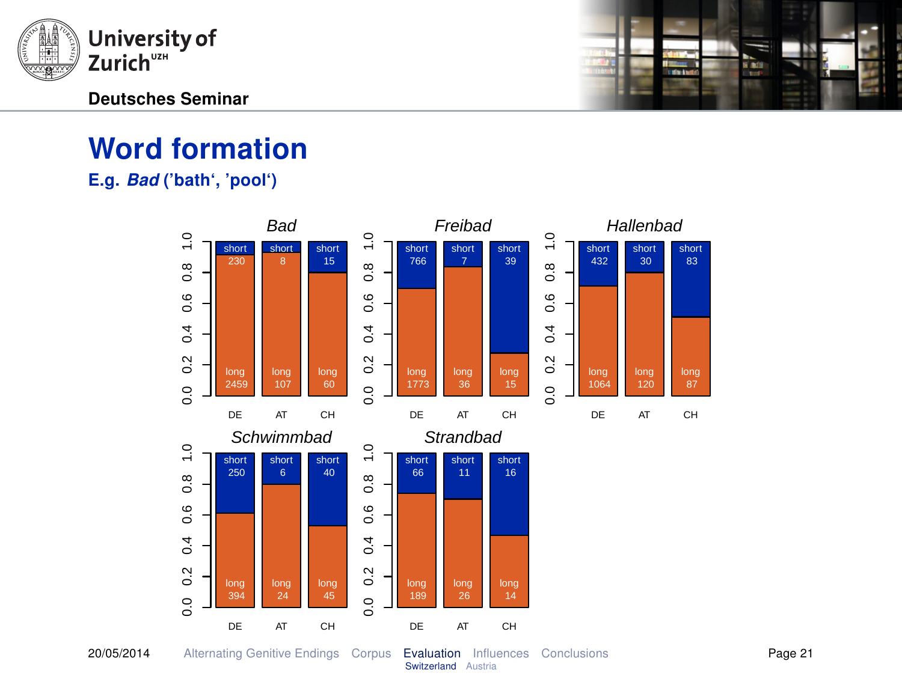# Word formation

**E.g. *Bad* ('bath', 'pool')**

| | | DE | AT | CH |
|---|---|---|---|---|
| *Bad* | short | 230 | 8 | 15 |
| | long | 2459 | 107 | 60 |
| *Freibad* | short | 766 | 7 | 39 |
| | long | 1773 | 36 | 15 |
| *Hallenbad* | short | 432 | 30 | 83 |
| | long | 1064 | 120 | 87 |
| *Schwimmbad* | short | 250 | 6 | 40 |
| | long | 394 | 24 | 45 |
| *Strandbad* | short | 66 | 11 | 16 |
| | long | 189 | 26 | 14 |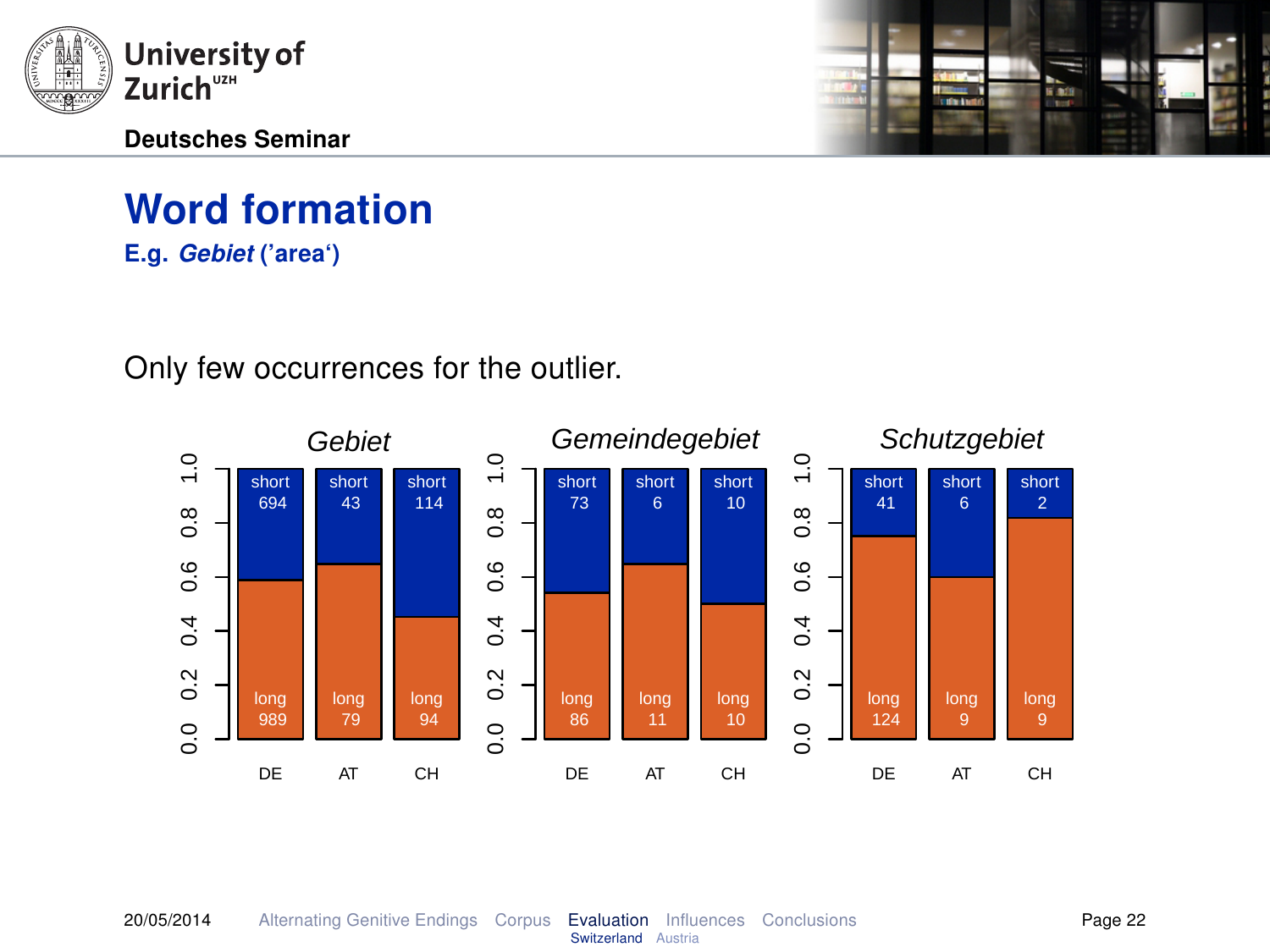# Word formation

**E.g. *Gebiet* ('area')**

Only few occurrences for the outlier.

| | *Gebiet* | | | *Gemeindegebiet* | | | *Schutzgebiet* | | |
|---|---|---|---|---|---|---|---|---|---|
| | DE | AT | CH | DE | AT | CH | DE | AT | CH |
| short | 694 | 43 | 114 | 73 | 6 | 10 | 41 | 6 | 2 |
| long | 989 | 79 | 94 | 86 | 11 | 10 | 124 | 9 | 9 |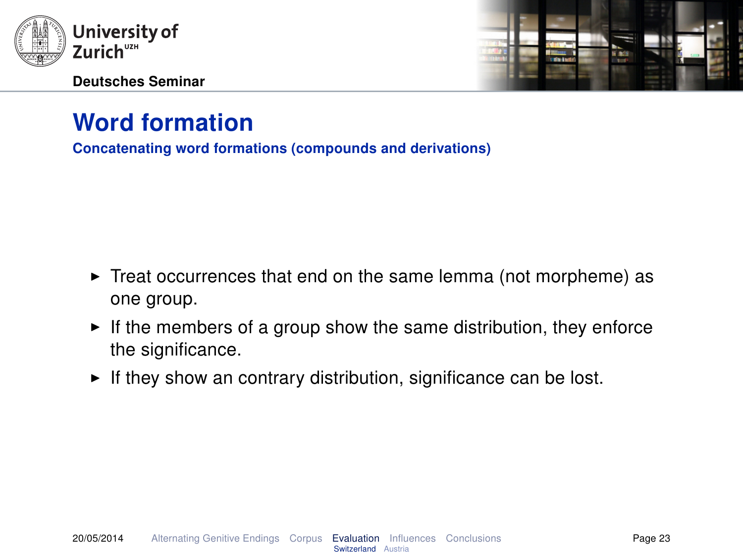# Word formation

### Concatenating word formations (compounds and derivations)

- Treat occurrences that end on the same lemma (not morpheme) as one group.
- If the members of a group show the same distribution, they enforce the significance.
- If they show an contrary distribution, significance can be lost.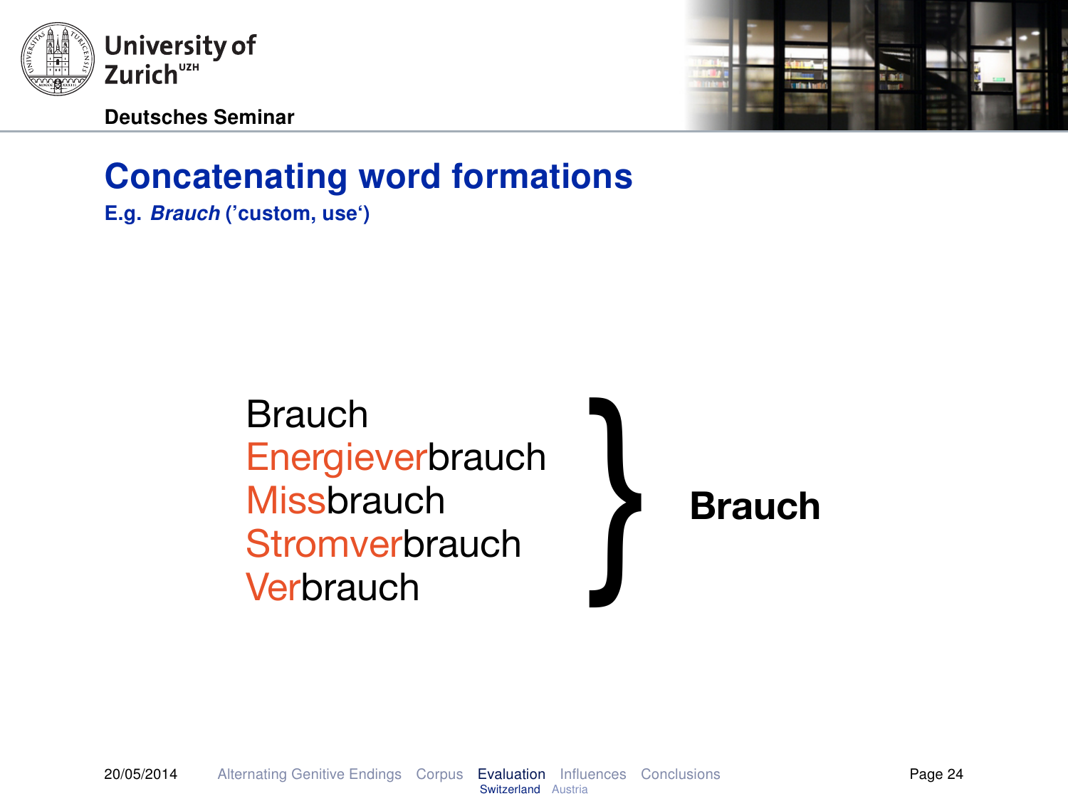# Concatenating word formations

**E.g. *Brauch* ('custom, use')**

Brauch
Energieverbrauch
Missbrauch
Stromverbrauch
Verbrauch

} **Brauch**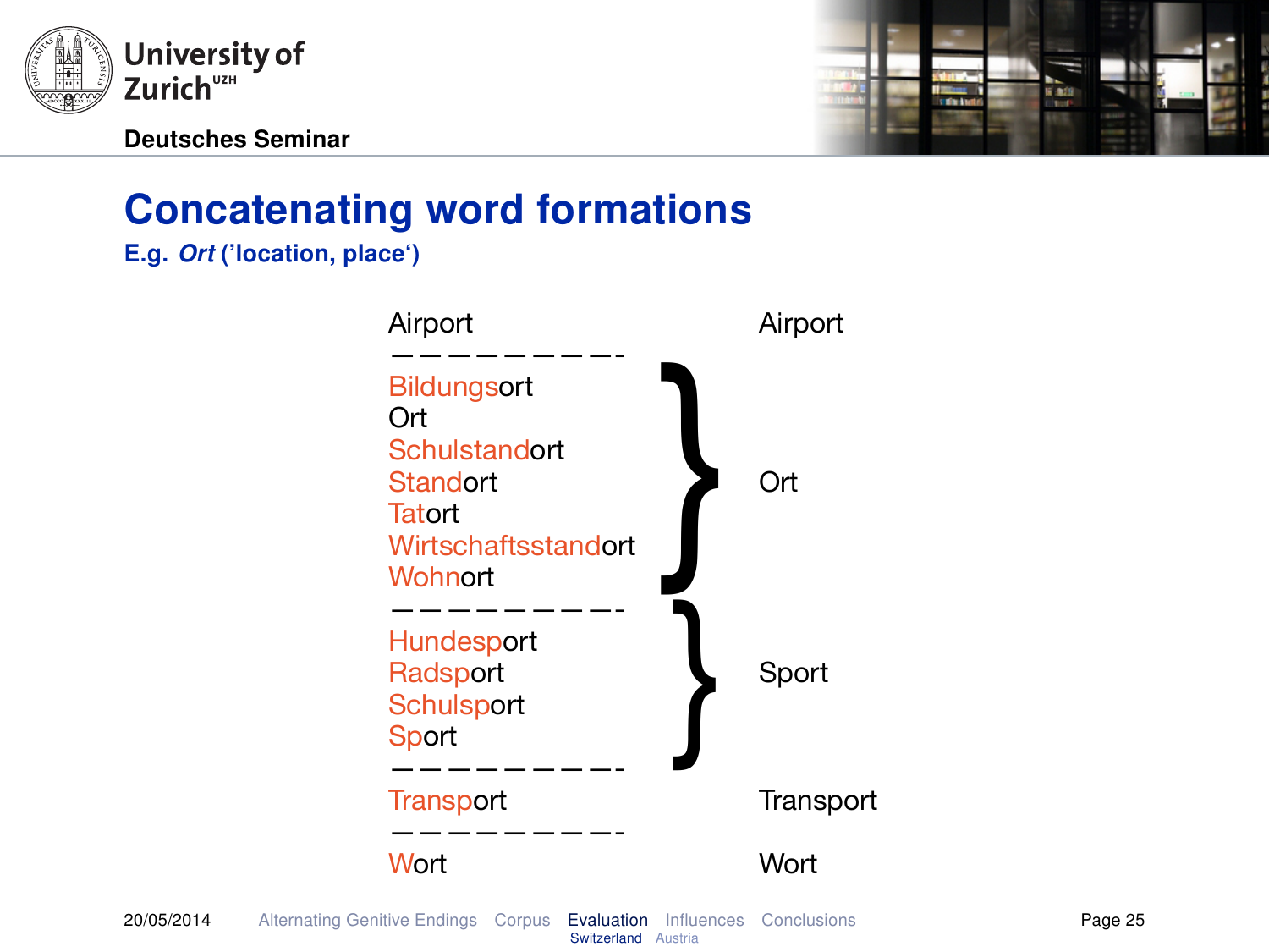# Concatenating word formations

**E.g. *Ort* ('location, place')**

| Word | Group |
| --- | --- |
| Airport | Airport |
| Bildungsort | Ort |
| Ort | Ort |
| Schulstandort | Ort |
| Standort | Ort |
| Tatort | Ort |
| Wirtschaftsstandort | Ort |
| Wohnort | Ort |
| Hundesport | Sport |
| Radsport | Sport |
| Schulsport | Sport |
| Sport | Sport |
| Transport | Transport |
| Wort | Wort |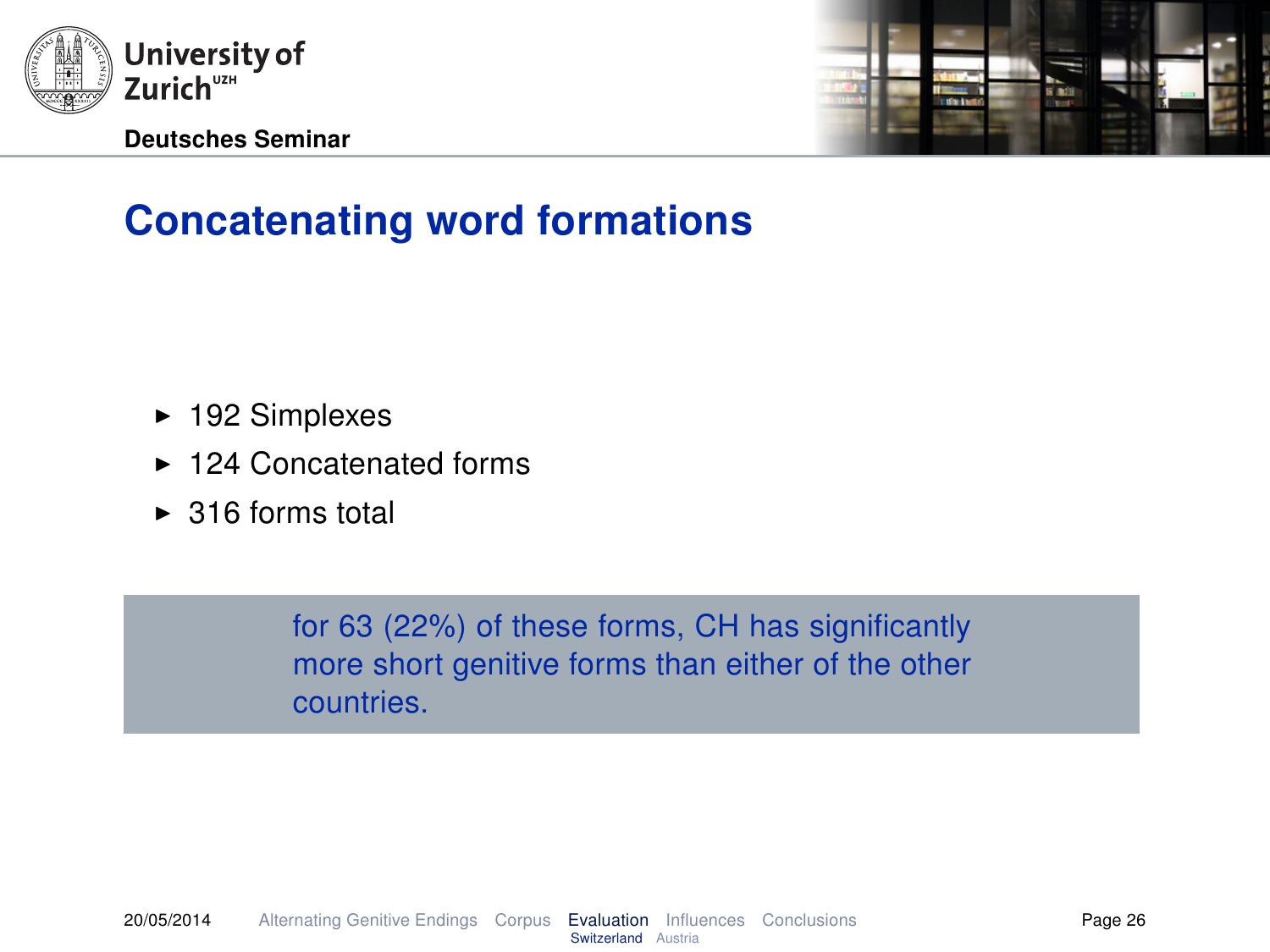# Concatenating word formations

- 192 Simplexes
- 124 Concatenated forms
- 316 forms total

for 63 (22%) of these forms, CH has significantly more short genitive forms than either of the other countries.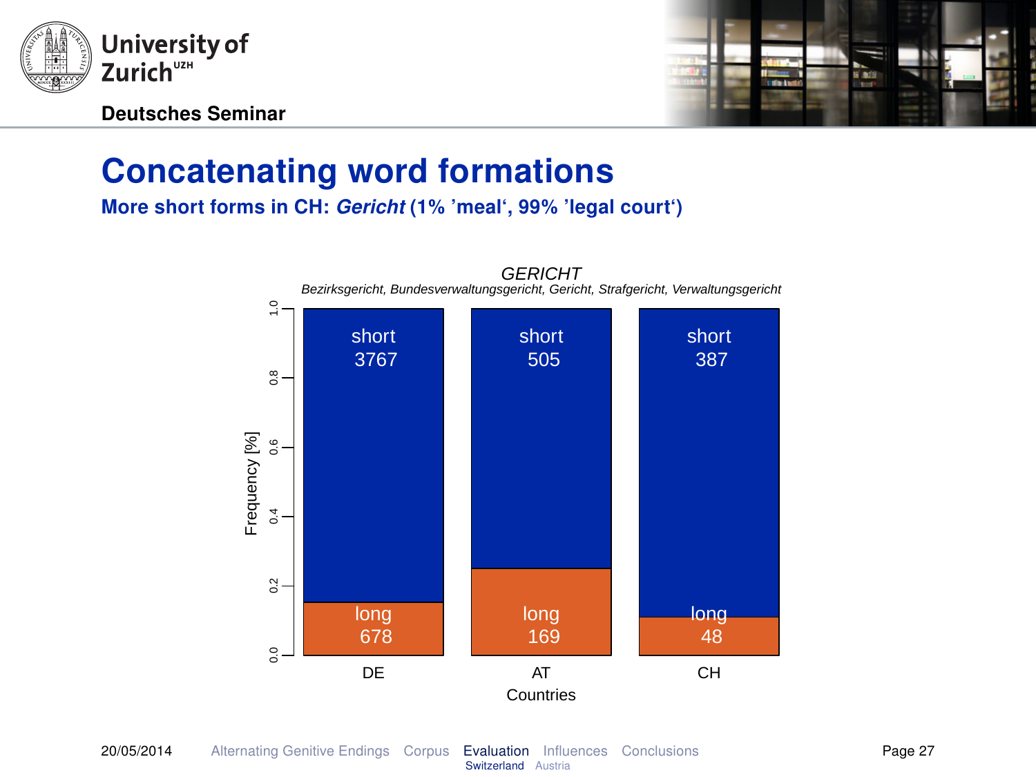# Concatenating word formations

**More short forms in CH: *Gericht* (1% 'meal', 99% 'legal court')**

*GERICHT*

*Bezirksgericht, Bundesverwaltungsgericht, Gericht, Strafgericht, Verwaltungsgericht*

| Countries | short | long |
|---|---|---|
| DE | 3767 | 678 |
| AT | 505 | 169 |
| CH | 387 | 48 |

Frequency [%]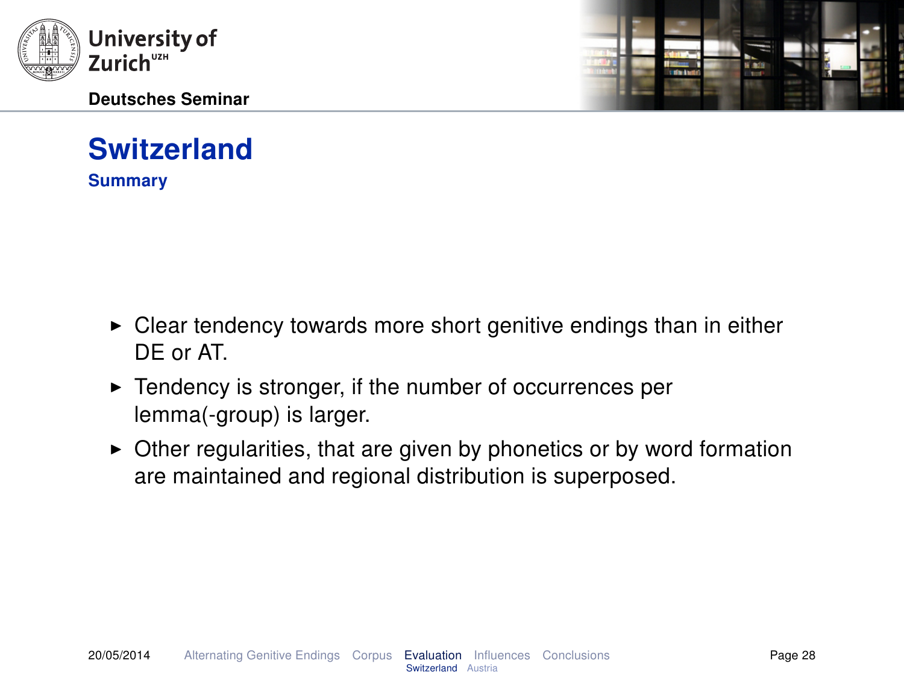# Switzerland

## Summary

- Clear tendency towards more short genitive endings than in either DE or AT.
- Tendency is stronger, if the number of occurrences per lemma(-group) is larger.
- Other regularities, that are given by phonetics or by word formation are maintained and regional distribution is superposed.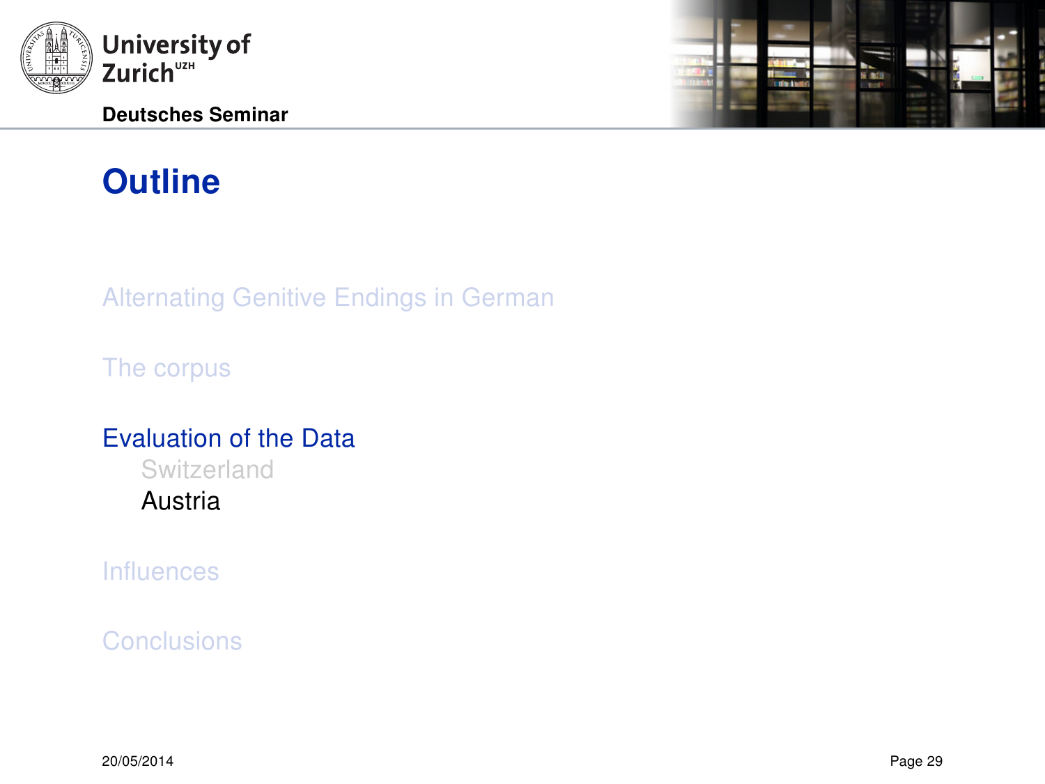# Outline

Alternating Genitive Endings in German

The corpus

Evaluation of the Data

- Switzerland
- Austria

Influences

Conclusions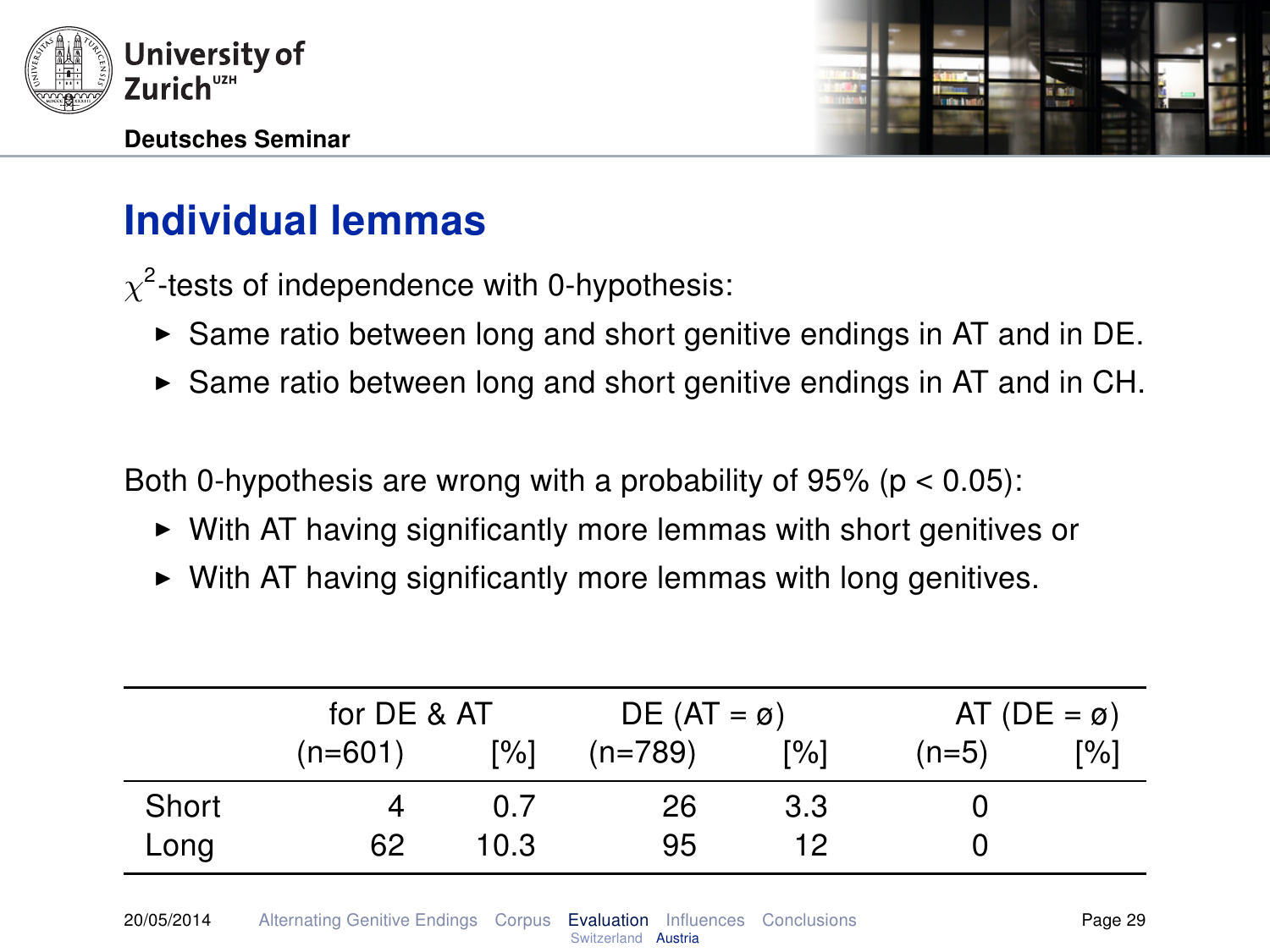## Individual lemmas

$\chi^2$-tests of independence with 0-hypothesis:

- Same ratio between long and short genitive endings in AT and in DE.
- Same ratio between long and short genitive endings in AT and in CH.

Both 0-hypothesis are wrong with a probability of 95% ($p < 0.05$):

- With AT having significantly more lemmas with short genitives or
- With AT having significantly more lemmas with long genitives.

| | for DE & AT | | DE (AT = ø) | | AT (DE = ø) | |
|---|---|---|---|---|---|---|
| | (n=601) | [%] | (n=789) | [%] | (n=5) | [%] |
| Short | 4 | 0.7 | 26 | 3.3 | 0 | |
| Long | 62 | 10.3 | 95 | 12 | 0 | |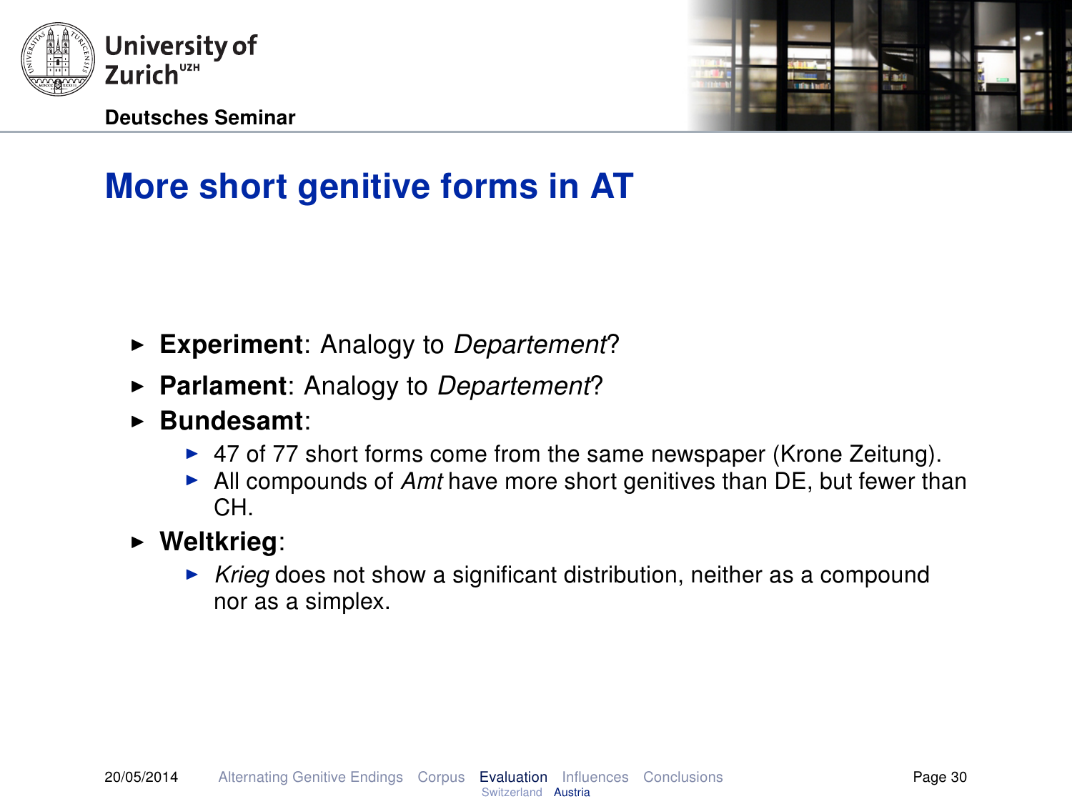# More short genitive forms in AT

- **Experiment**: Analogy to *Departement*?
- **Parlament**: Analogy to *Departement*?
- **Bundesamt**:
  - 47 of 77 short forms come from the same newspaper (Krone Zeitung).
  - All compounds of *Amt* have more short genitives than DE, but fewer than CH.
- **Weltkrieg**:
  - *Krieg* does not show a significant distribution, neither as a compound nor as a simplex.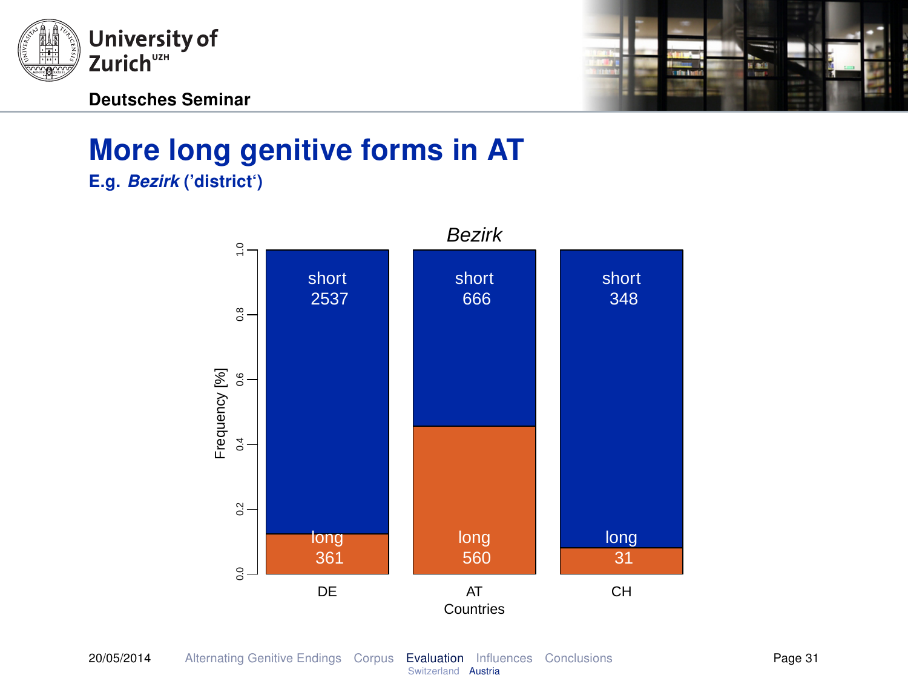# More long genitive forms in AT

**E.g. *Bezirk* ('district')**

*Bezirk*

| Countries | short | long |
|---|---|---|
| DE | 2537 | 361 |
| AT | 666 | 560 |
| CH | 348 | 31 |

Frequency [%]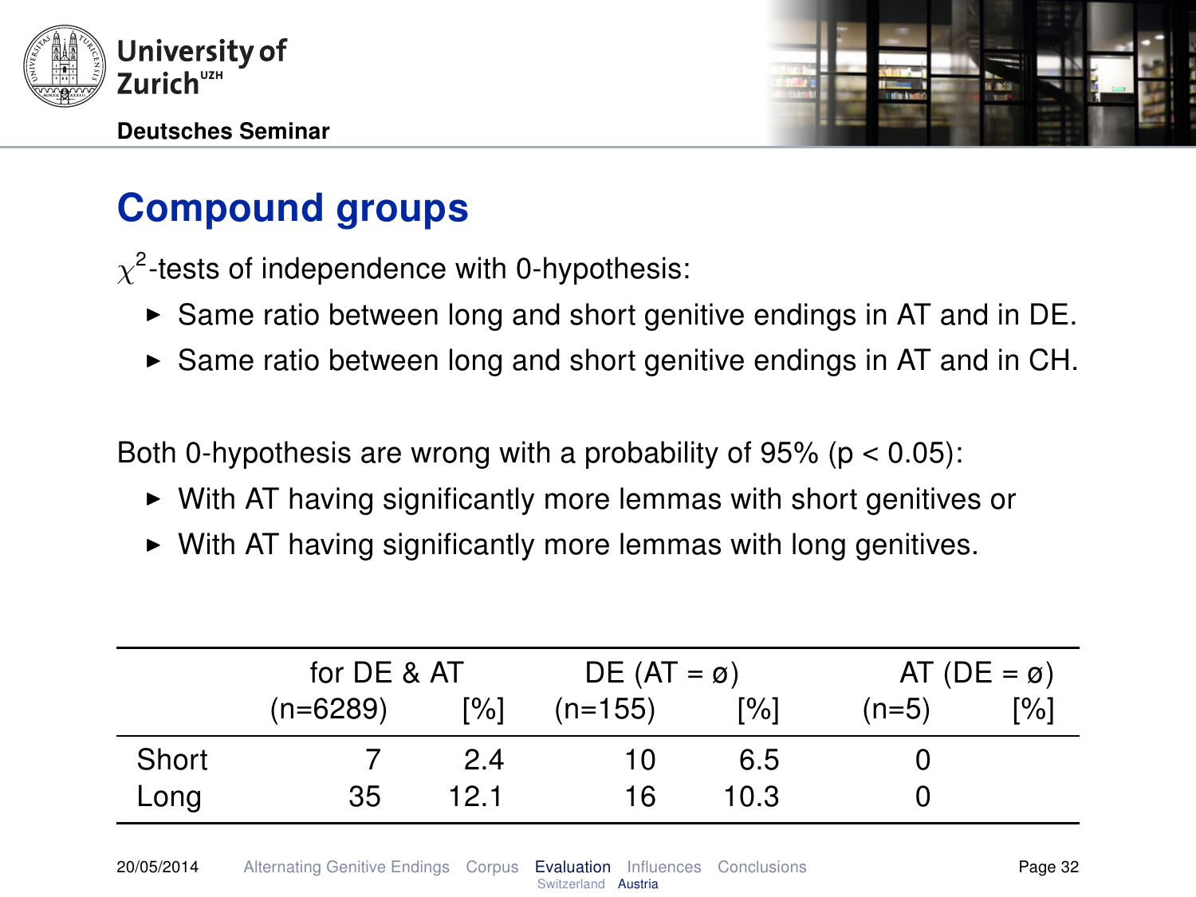## Compound groups

$\chi^2$-tests of independence with 0-hypothesis:

- Same ratio between long and short genitive endings in AT and in DE.
- Same ratio between long and short genitive endings in AT and in CH.

Both 0-hypothesis are wrong with a probability of 95% ($p < 0.05$):

- With AT having significantly more lemmas with short genitives or
- With AT having significantly more lemmas with long genitives.

| | for DE & AT | | DE (AT = ø) | | AT (DE = ø) | |
|---|---|---|---|---|---|---|
| | (n=6289) | [%] | (n=155) | [%] | (n=5) | [%] |
| Short | 7 | 2.4 | 10 | 6.5 | 0 | |
| Long | 35 | 12.1 | 16 | 10.3 | 0 | |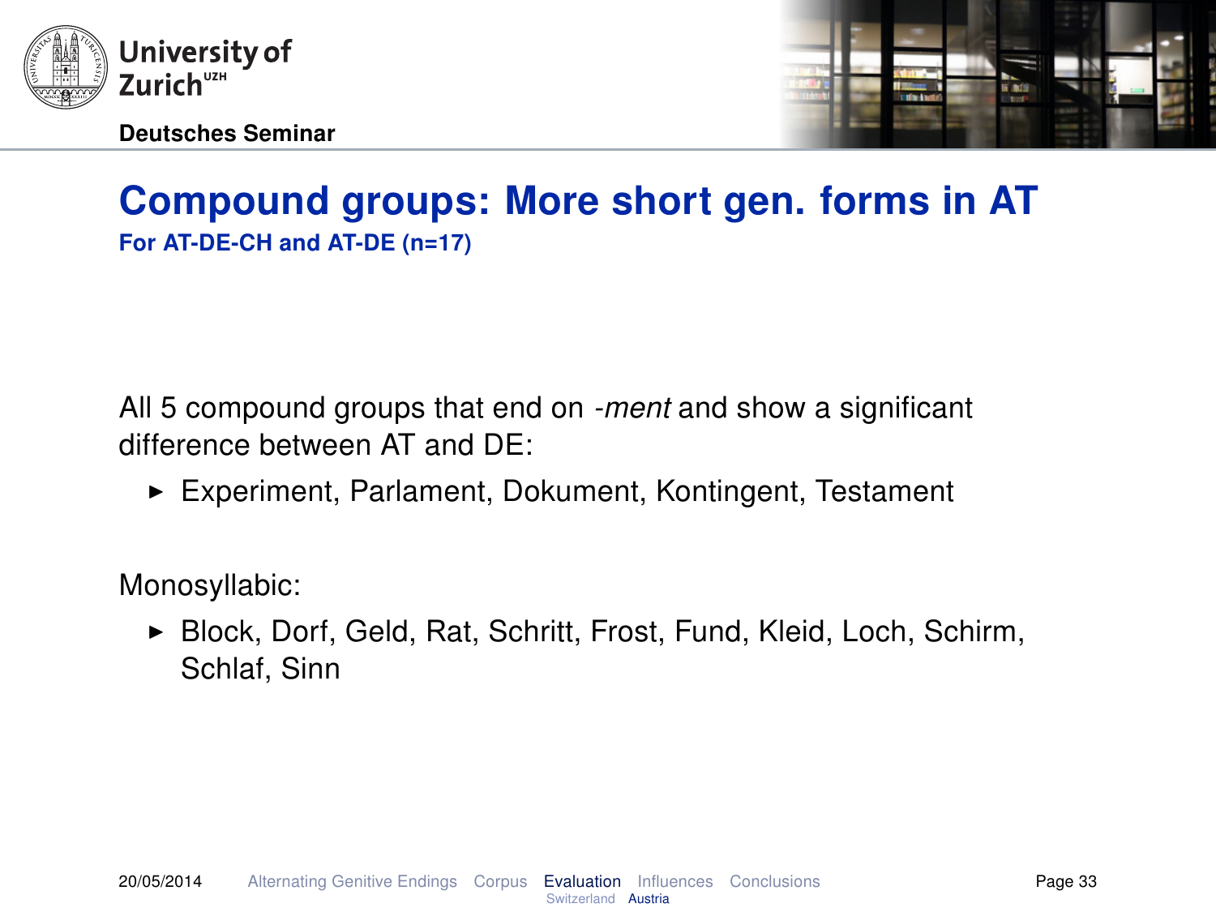# Compound groups: More short gen. forms in AT

**For AT-DE-CH and AT-DE (n=17)**

All 5 compound groups that end on *-ment* and show a significant difference between AT and DE:

- Experiment, Parlament, Dokument, Kontingent, Testament

Monosyllabic:

- Block, Dorf, Geld, Rat, Schritt, Frost, Fund, Kleid, Loch, Schirm, Schlaf, Sinn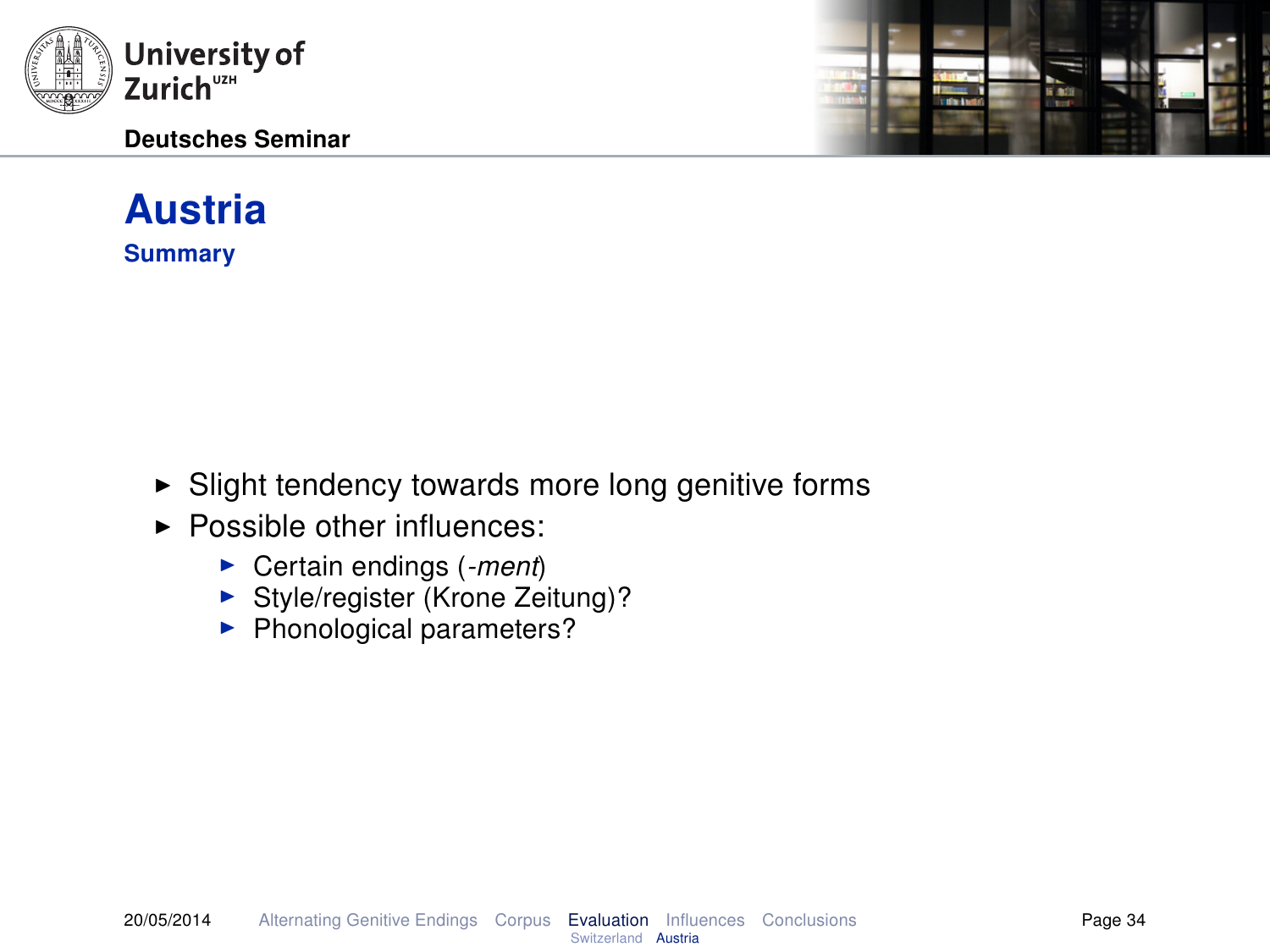# Austria

## Summary

- Slight tendency towards more long genitive forms
- Possible other influences:
  - Certain endings (*-ment*)
  - Style/register (Krone Zeitung)?
  - Phonological parameters?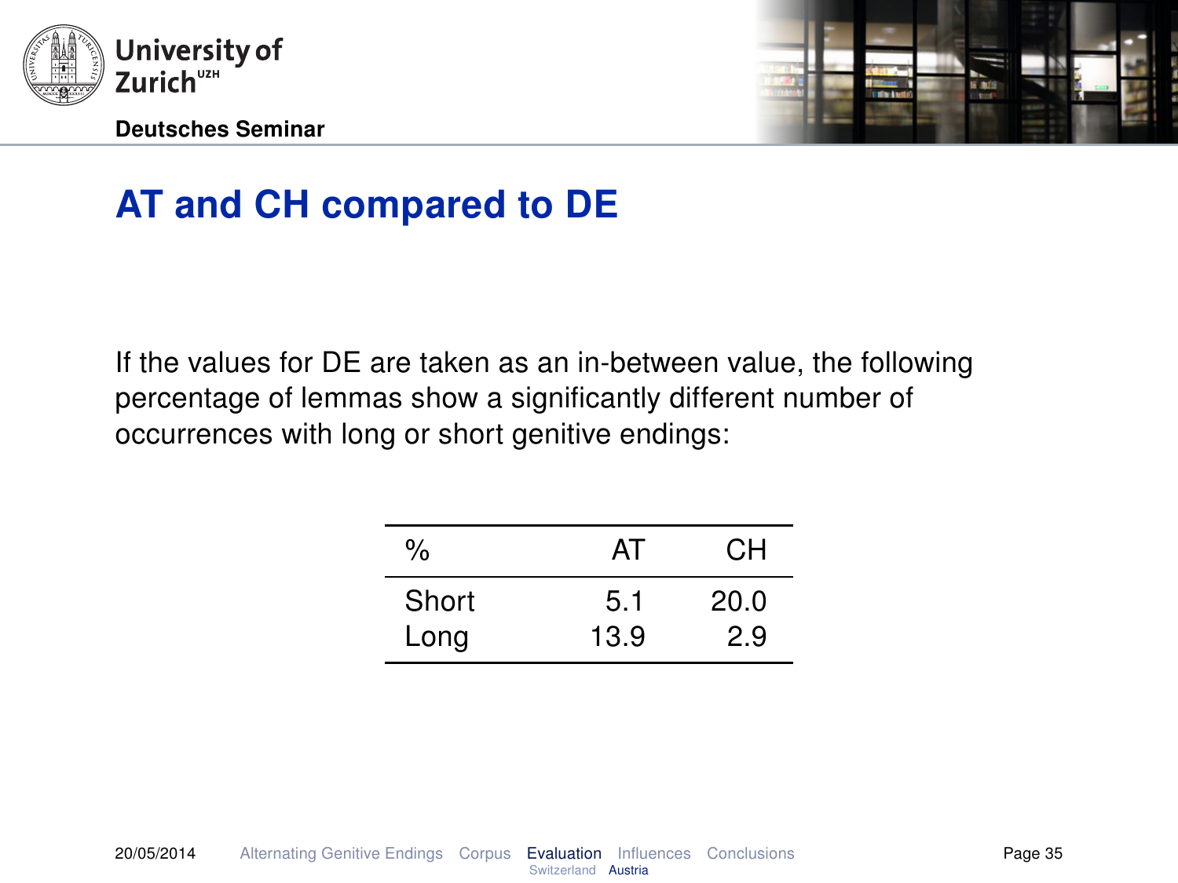# AT and CH compared to DE

If the values for DE are taken as an in-between value, the following percentage of lemmas show a significantly different number of occurrences with long or short genitive endings:

| % | AT | CH |
|---|---|---|
| Short | 5.1 | 20.0 |
| Long | 13.9 | 2.9 |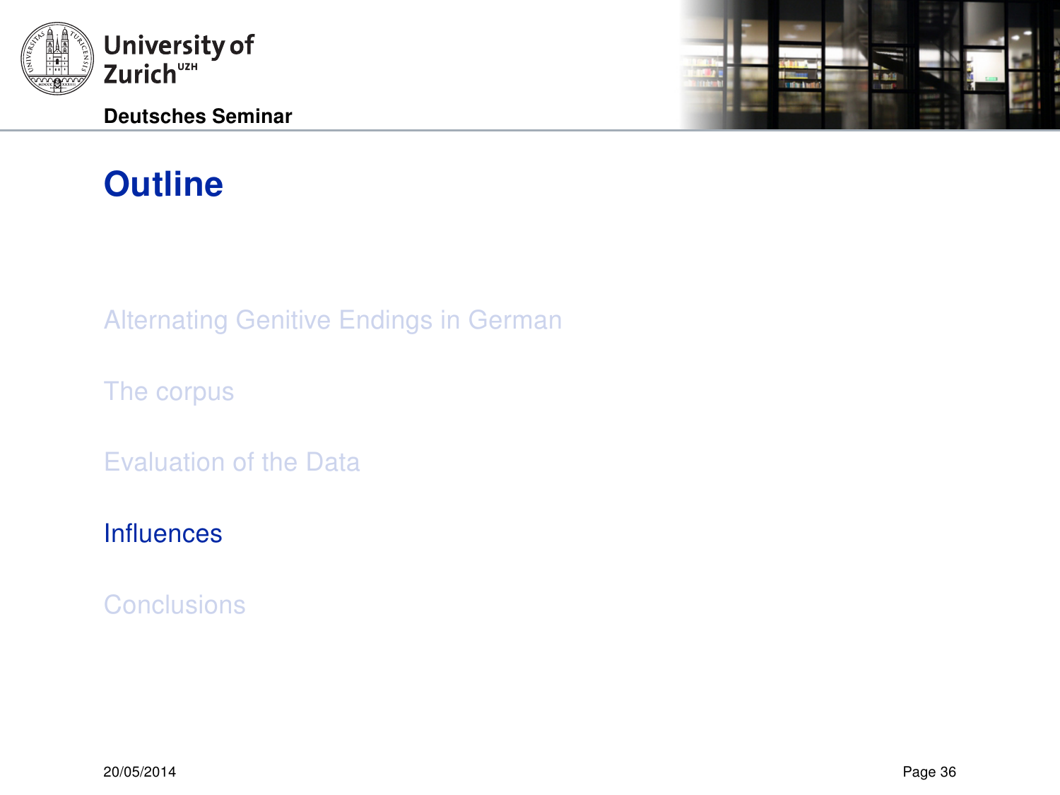# Outline

- Alternating Genitive Endings in German
- The corpus
- Evaluation of the Data
- **Influences**
- Conclusions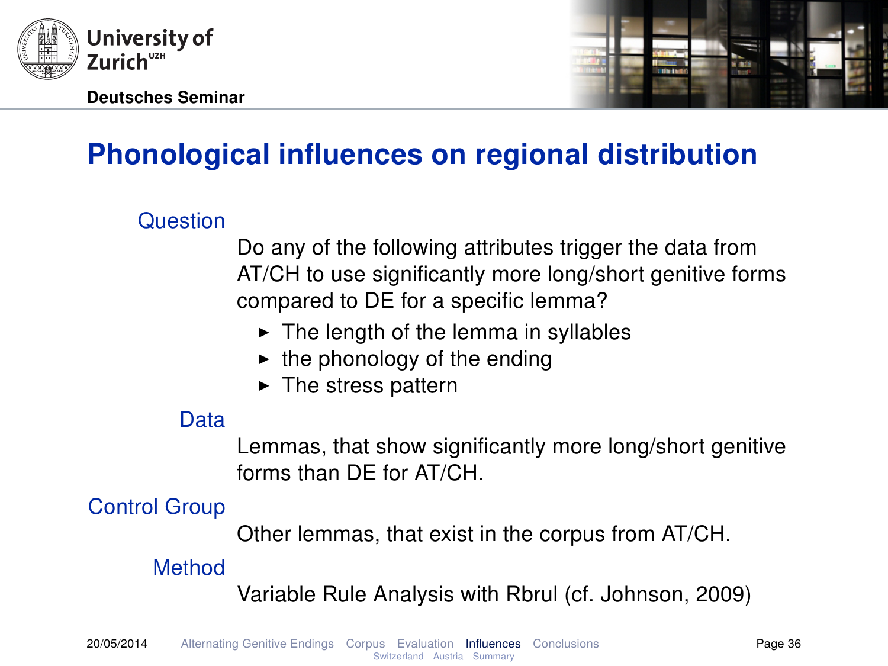# Phonological influences on regional distribution

**Question**

Do any of the following attributes trigger the data from AT/CH to use significantly more long/short genitive forms compared to DE for a specific lemma?

- The length of the lemma in syllables
- the phonology of the ending
- The stress pattern

**Data**

Lemmas, that show significantly more long/short genitive forms than DE for AT/CH.

**Control Group**

Other lemmas, that exist in the corpus from AT/CH.

**Method**

Variable Rule Analysis with Rbrul (cf. Johnson, 2009)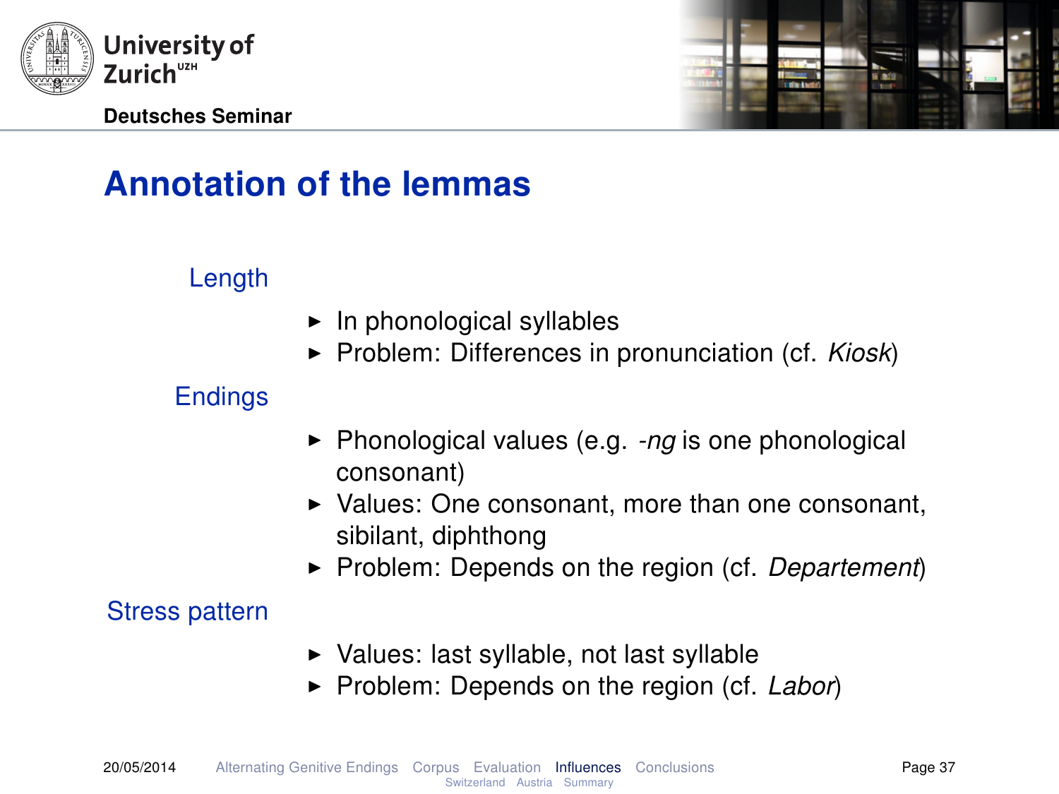# Annotation of the lemmas

**Length**

- In phonological syllables
- Problem: Differences in pronunciation (cf. *Kiosk*)

**Endings**

- Phonological values (e.g. *-ng* is one phonological consonant)
- Values: One consonant, more than one consonant, sibilant, diphthong
- Problem: Depends on the region (cf. *Departement*)

**Stress pattern**

- Values: last syllable, not last syllable
- Problem: Depends on the region (cf. *Labor*)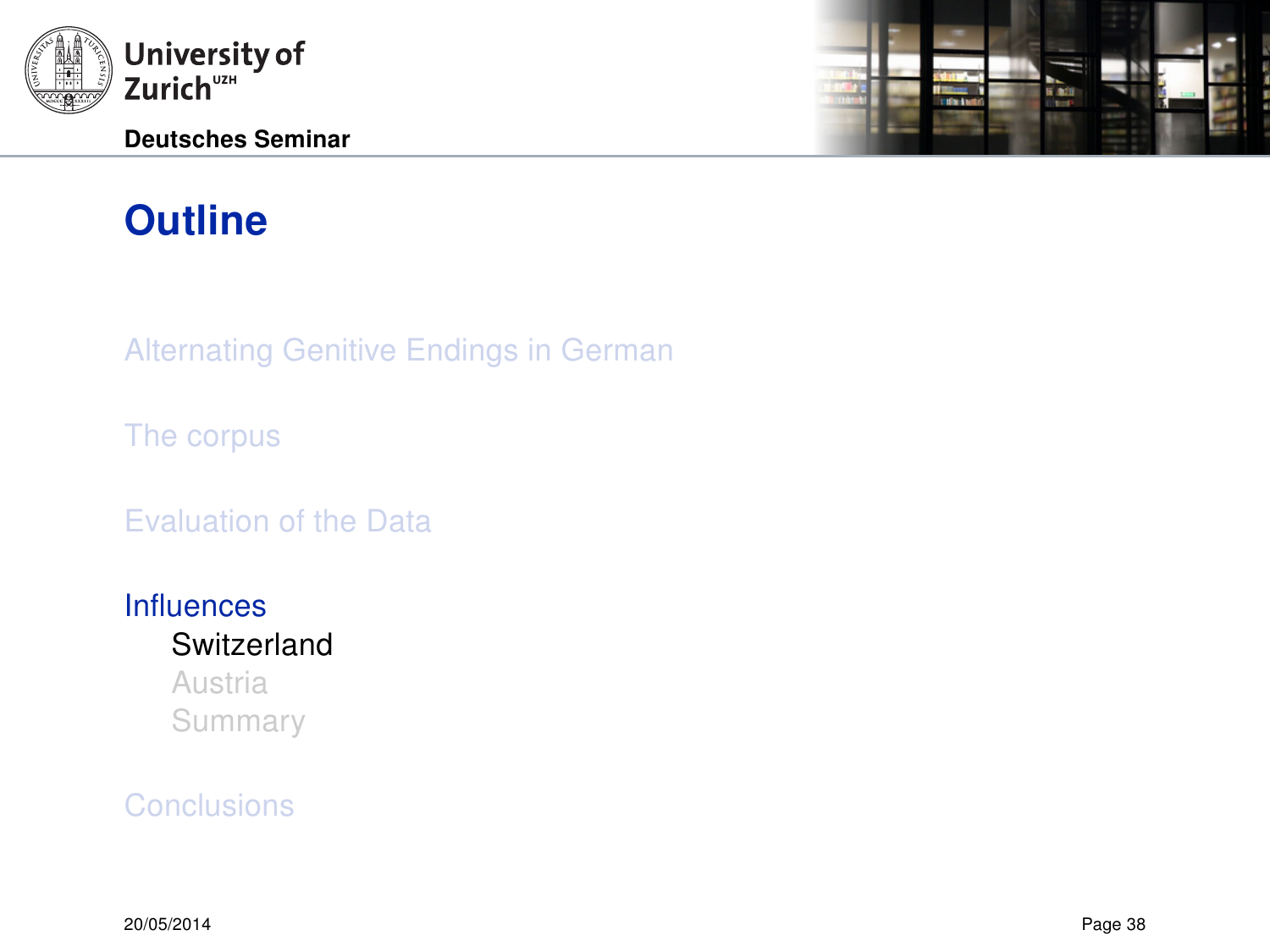# Outline

Alternating Genitive Endings in German

The corpus

Evaluation of the Data

Influences

- Switzerland
- Austria
- Summary

Conclusions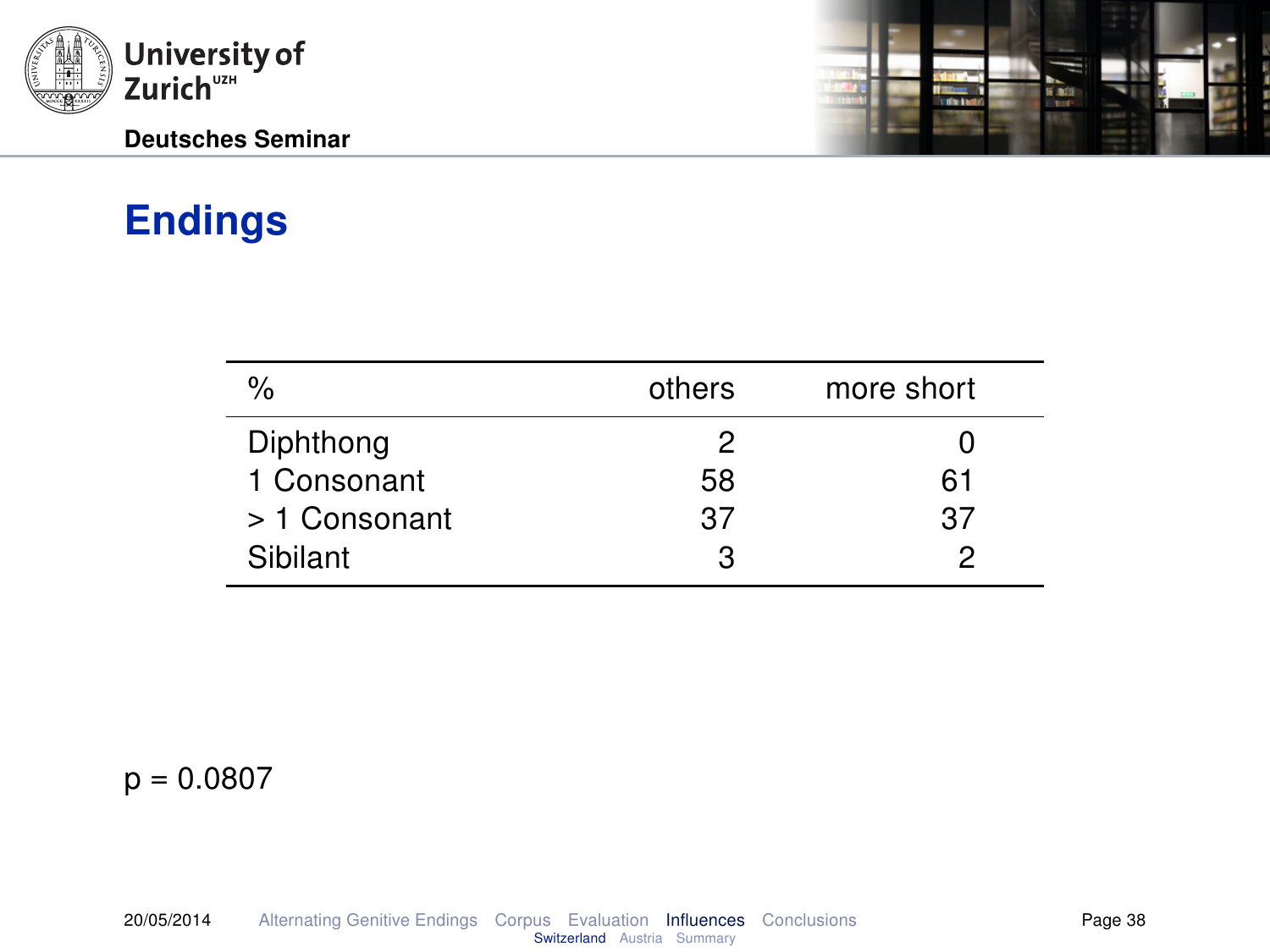# Endings

| % | others | more short |
|---|---|---|
| Diphthong | 2 | 0 |
| 1 Consonant | 58 | 61 |
| > 1 Consonant | 37 | 37 |
| Sibilant | 3 | 2 |

$p = 0.0807$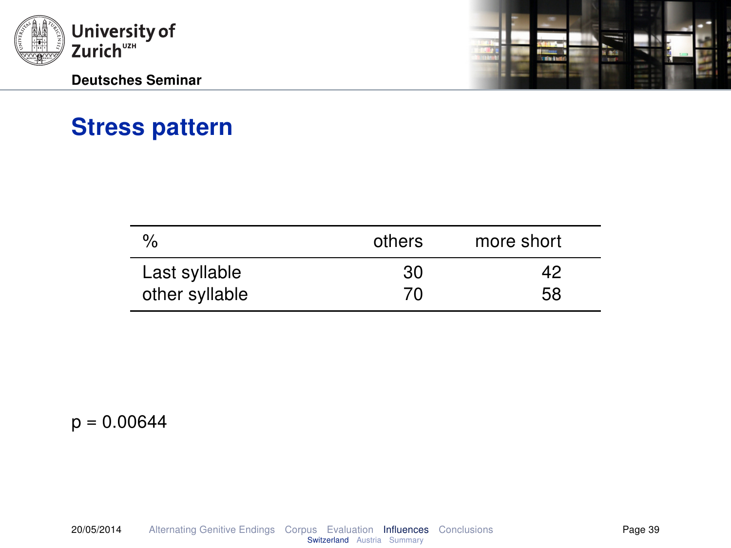# Stress pattern

| % | others | more short |
|---|---|---|
| Last syllable | 30 | 42 |
| other syllable | 70 | 58 |

$p = 0.00644$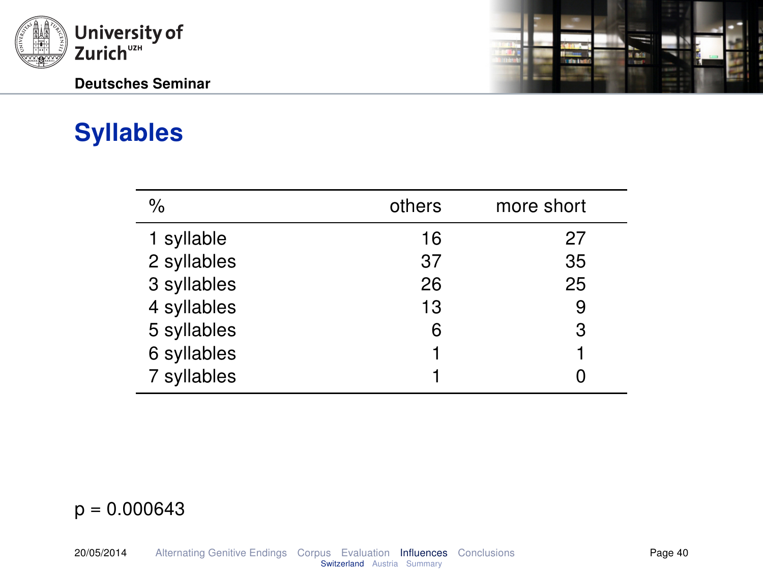# Syllables

| % | others | more short |
|---|---|---|
| 1 syllable | 16 | 27 |
| 2 syllables | 37 | 35 |
| 3 syllables | 26 | 25 |
| 4 syllables | 13 | 9 |
| 5 syllables | 6 | 3 |
| 6 syllables | 1 | 1 |
| 7 syllables | 1 | 0 |

$p = 0.000643$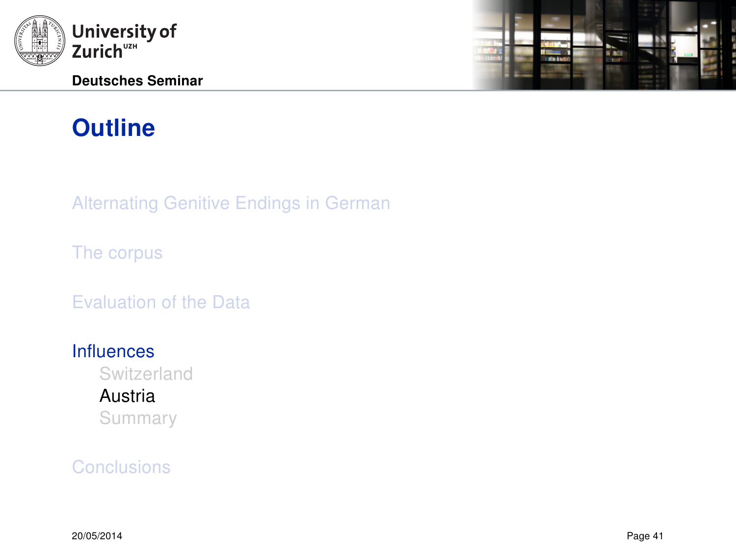# Outline

Alternating Genitive Endings in German

The corpus

Evaluation of the Data

Influences

- Switzerland
- Austria
- Summary

Conclusions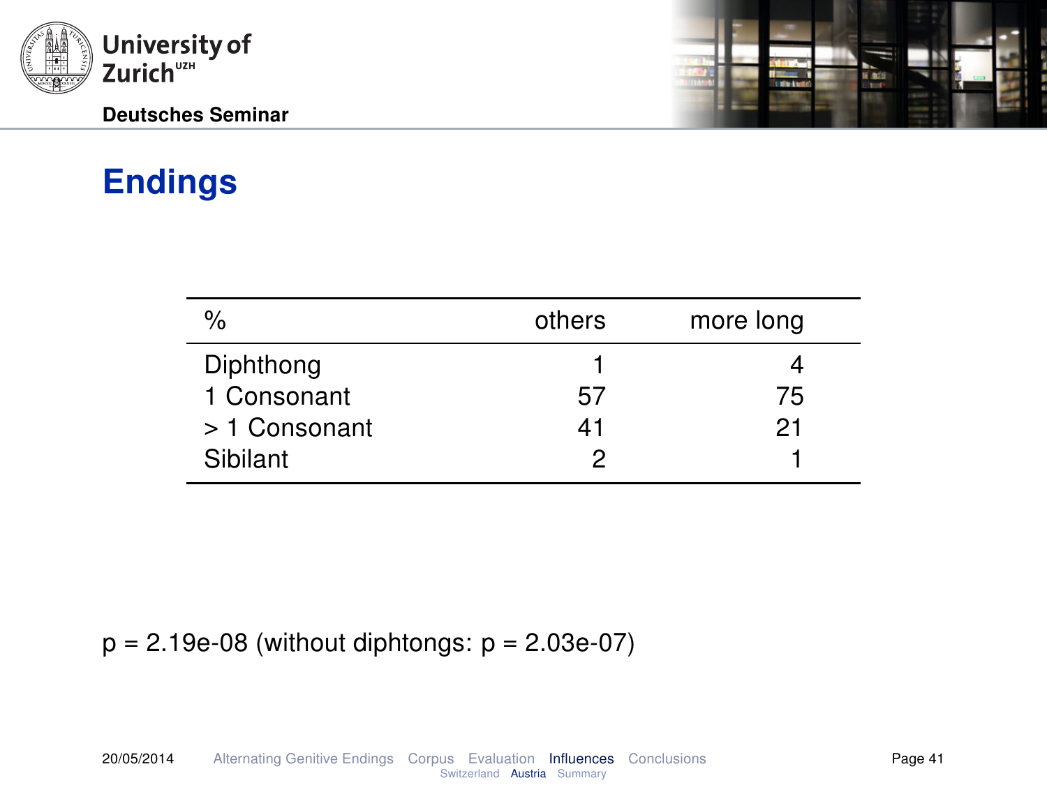# Endings

| % | others | more long |
|---|---|---|
| Diphthong | 1 | 4 |
| 1 Consonant | 57 | 75 |
| > 1 Consonant | 41 | 21 |
| Sibilant | 2 | 1 |

$p = 2.19e\text{-}08$ (without diphtongs: $p = 2.03e\text{-}07$)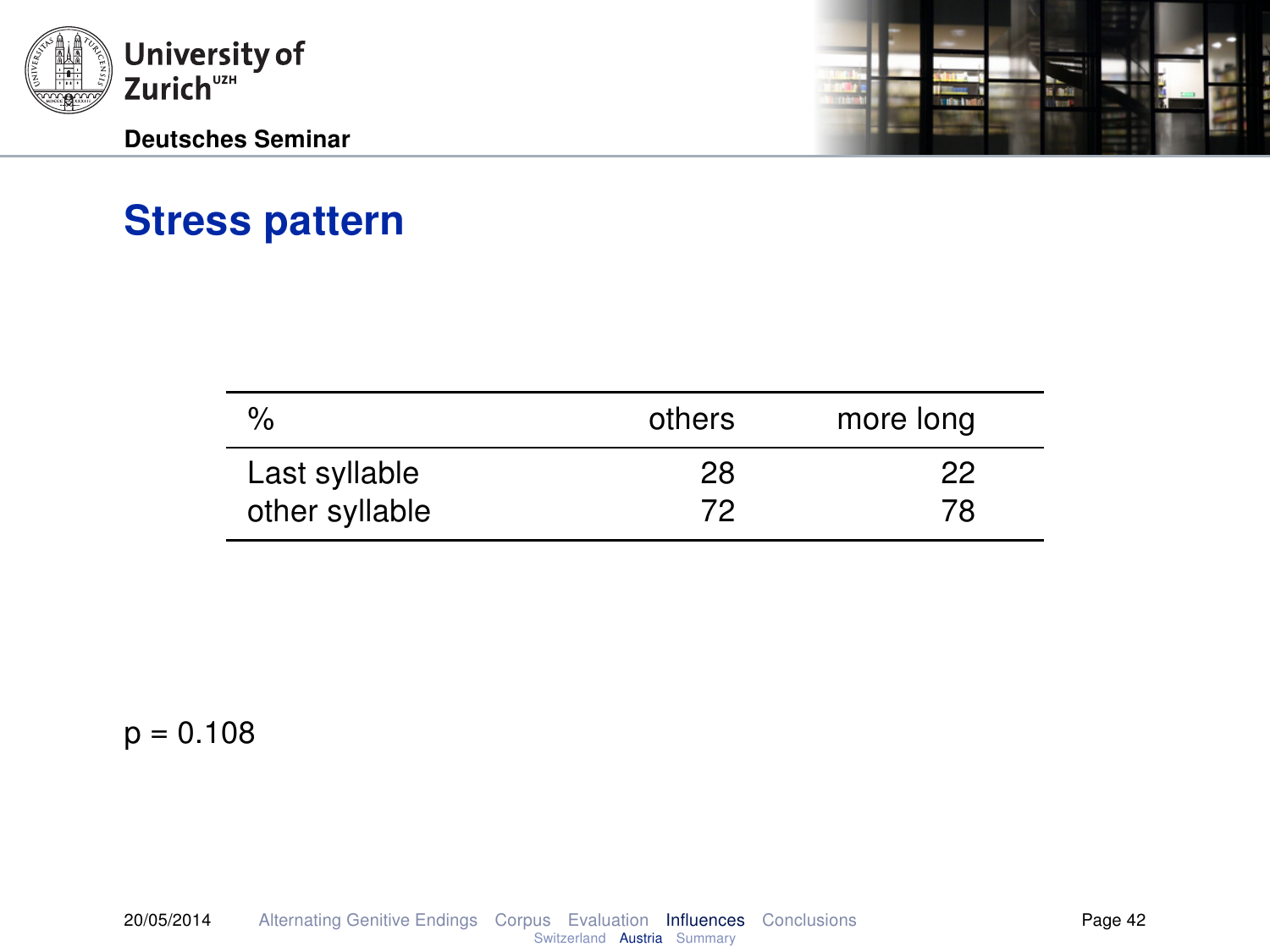# Stress pattern

| % | others | more long |
|---|---|---|
| Last syllable | 28 | 22 |
| other syllable | 72 | 78 |

$p = 0.108$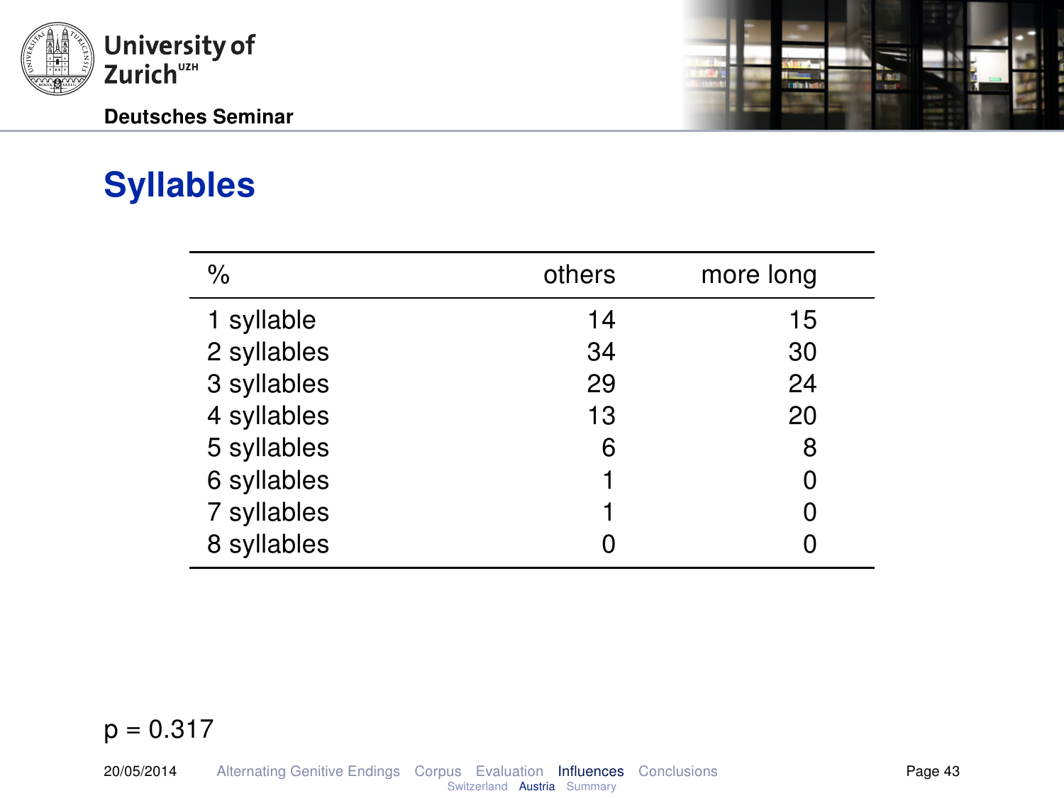# Syllables

| % | others | more long |
|---|---|---|
| 1 syllable | 14 | 15 |
| 2 syllables | 34 | 30 |
| 3 syllables | 29 | 24 |
| 4 syllables | 13 | 20 |
| 5 syllables | 6 | 8 |
| 6 syllables | 1 | 0 |
| 7 syllables | 1 | 0 |
| 8 syllables | 0 | 0 |

$p = 0.317$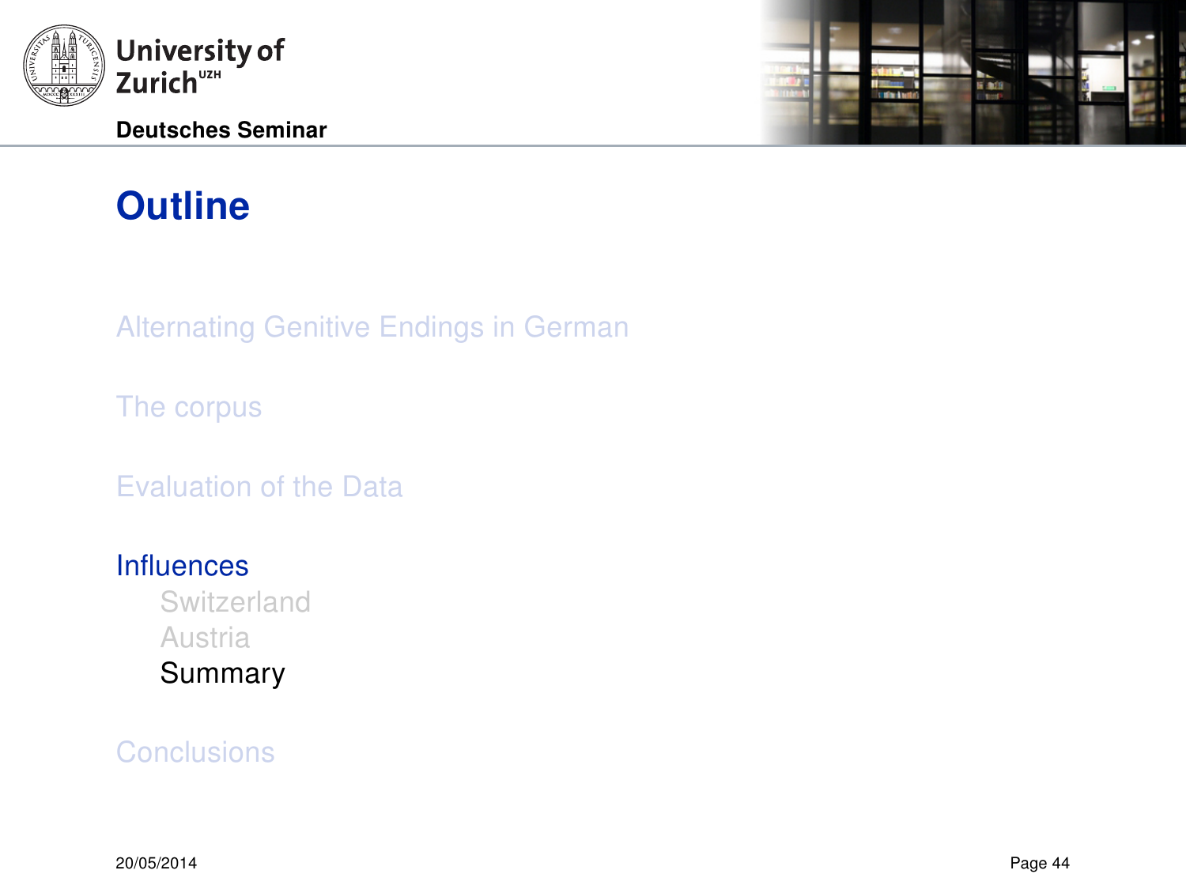# Outline

Alternating Genitive Endings in German

The corpus

Evaluation of the Data

Influences

- Switzerland
- Austria
- Summary

Conclusions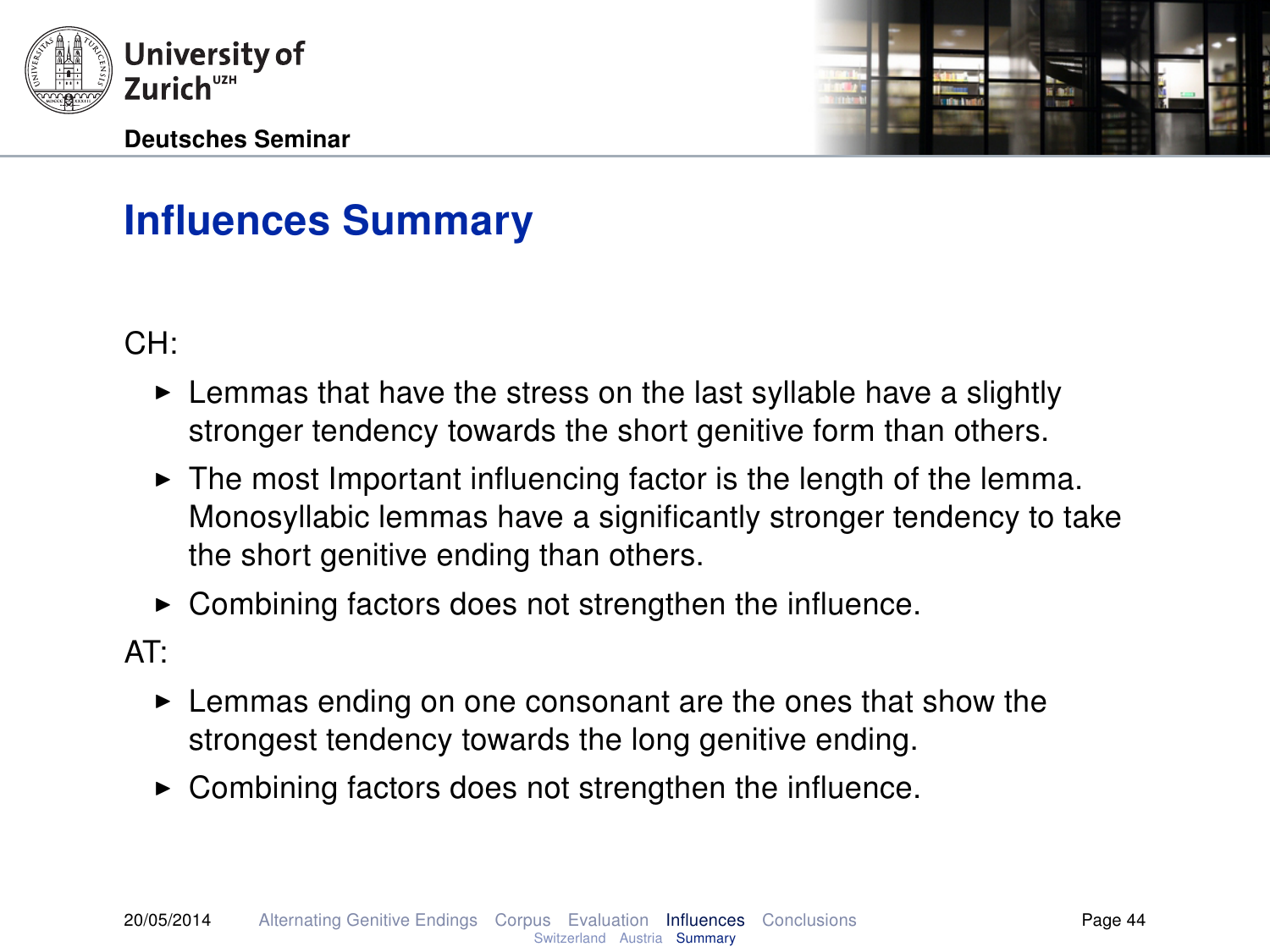# Influences Summary

CH:

- Lemmas that have the stress on the last syllable have a slightly stronger tendency towards the short genitive form than others.
- The most Important influencing factor is the length of the lemma. Monosyllabic lemmas have a significantly stronger tendency to take the short genitive ending than others.
- Combining factors does not strengthen the influence.

AT:

- Lemmas ending on one consonant are the ones that show the strongest tendency towards the long genitive ending.
- Combining factors does not strengthen the influence.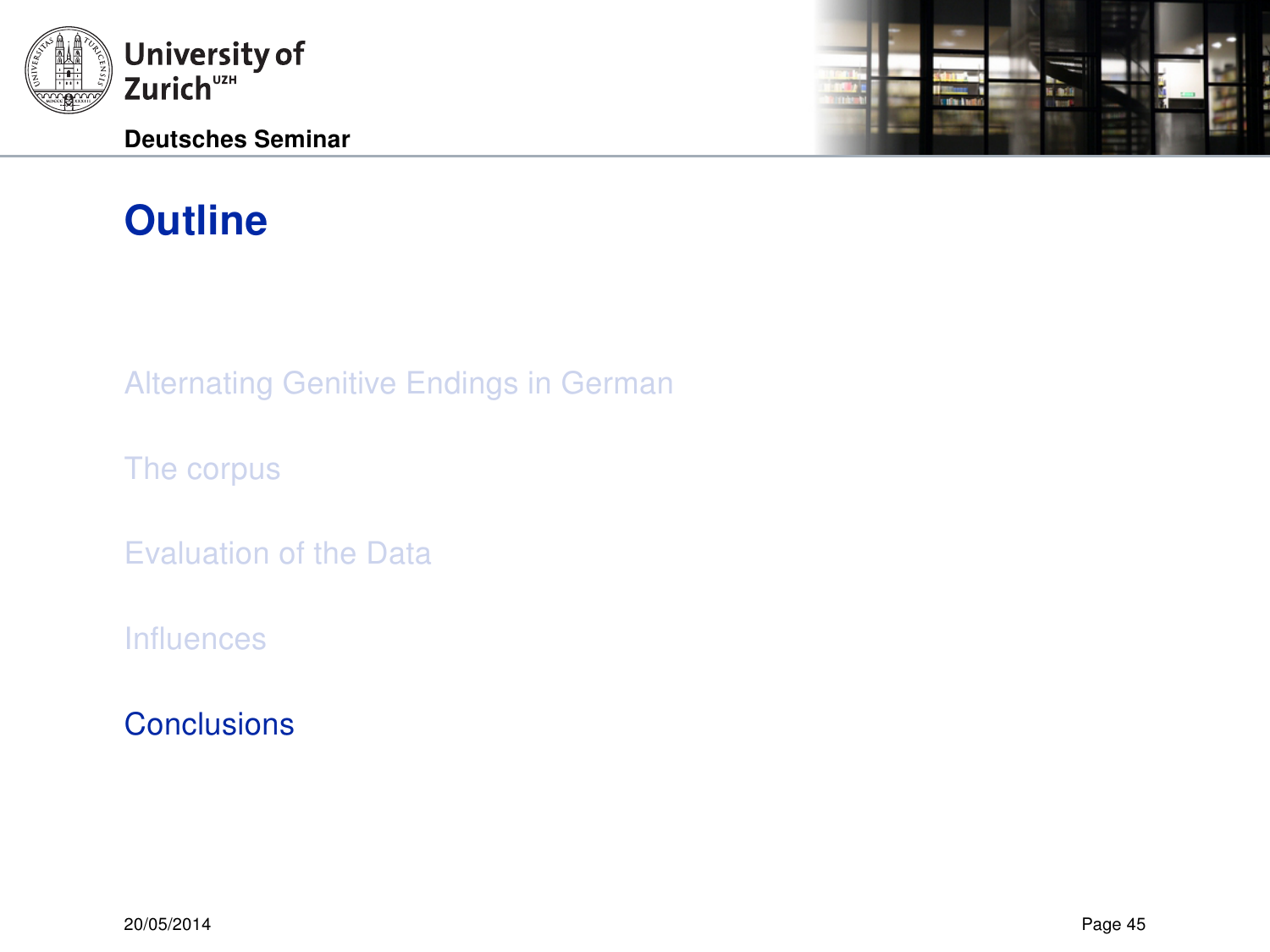# Outline

- Alternating Genitive Endings in German
- The corpus
- Evaluation of the Data
- Influences
- Conclusions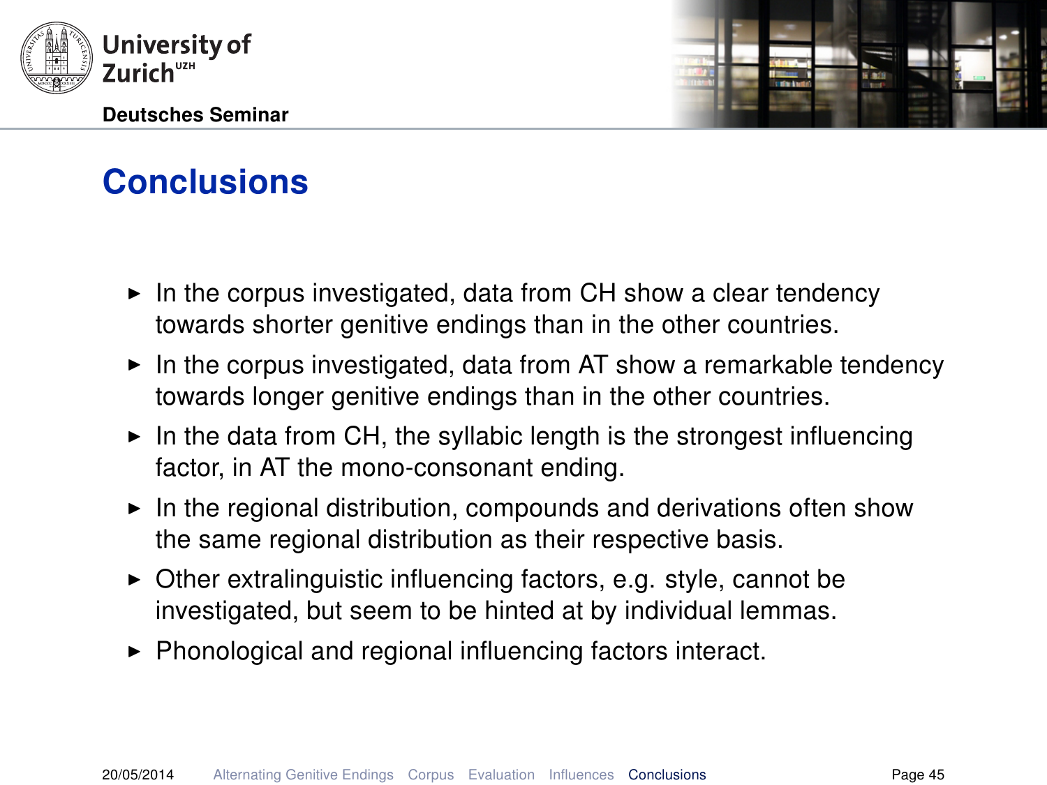# Conclusions

- In the corpus investigated, data from CH show a clear tendency towards shorter genitive endings than in the other countries.
- In the corpus investigated, data from AT show a remarkable tendency towards longer genitive endings than in the other countries.
- In the data from CH, the syllabic length is the strongest influencing factor, in AT the mono-consonant ending.
- In the regional distribution, compounds and derivations often show the same regional distribution as their respective basis.
- Other extralinguistic influencing factors, e.g. style, cannot be investigated, but seem to be hinted at by individual lemmas.
- Phonological and regional influencing factors interact.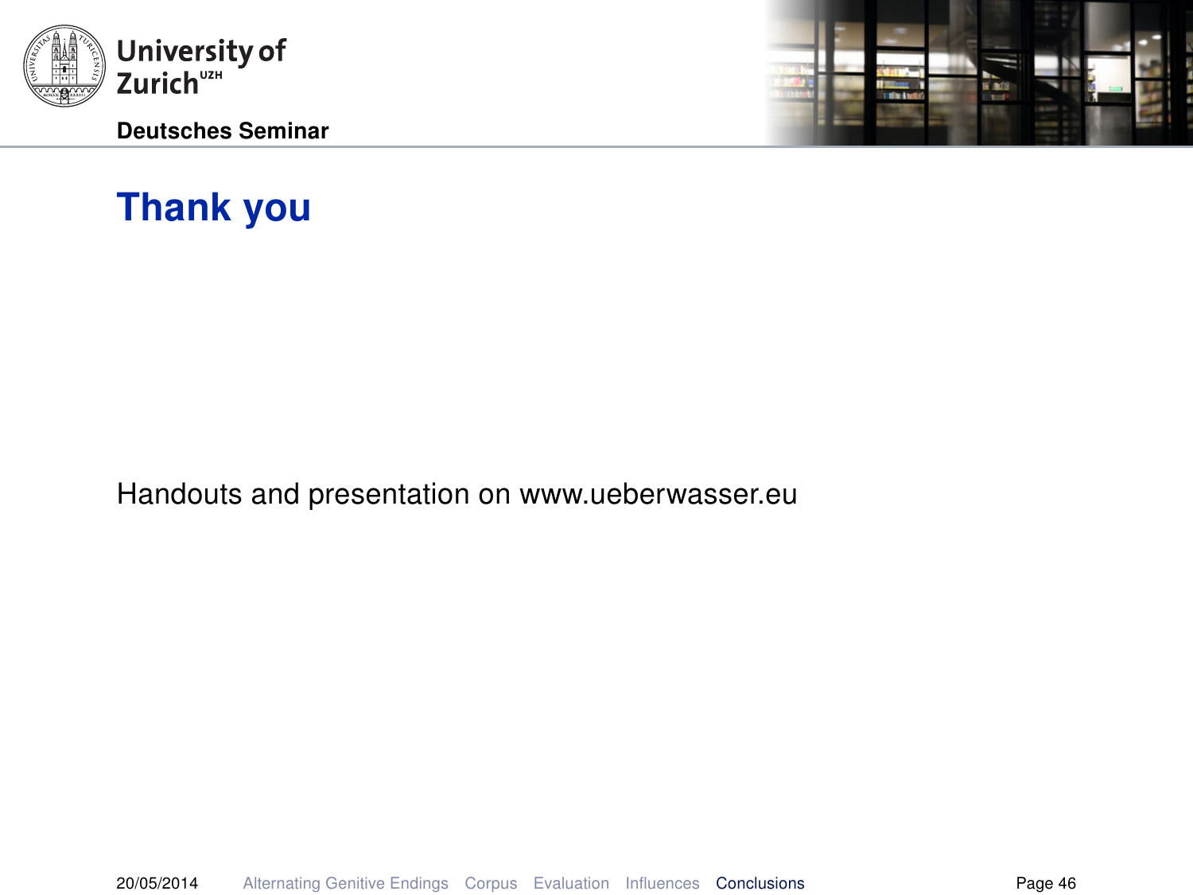# Thank you

Handouts and presentation on www.ueberwasser.eu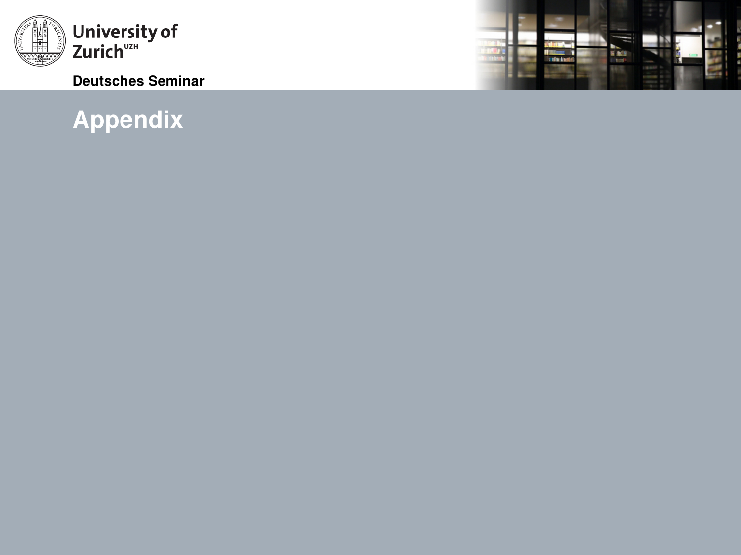# Appendix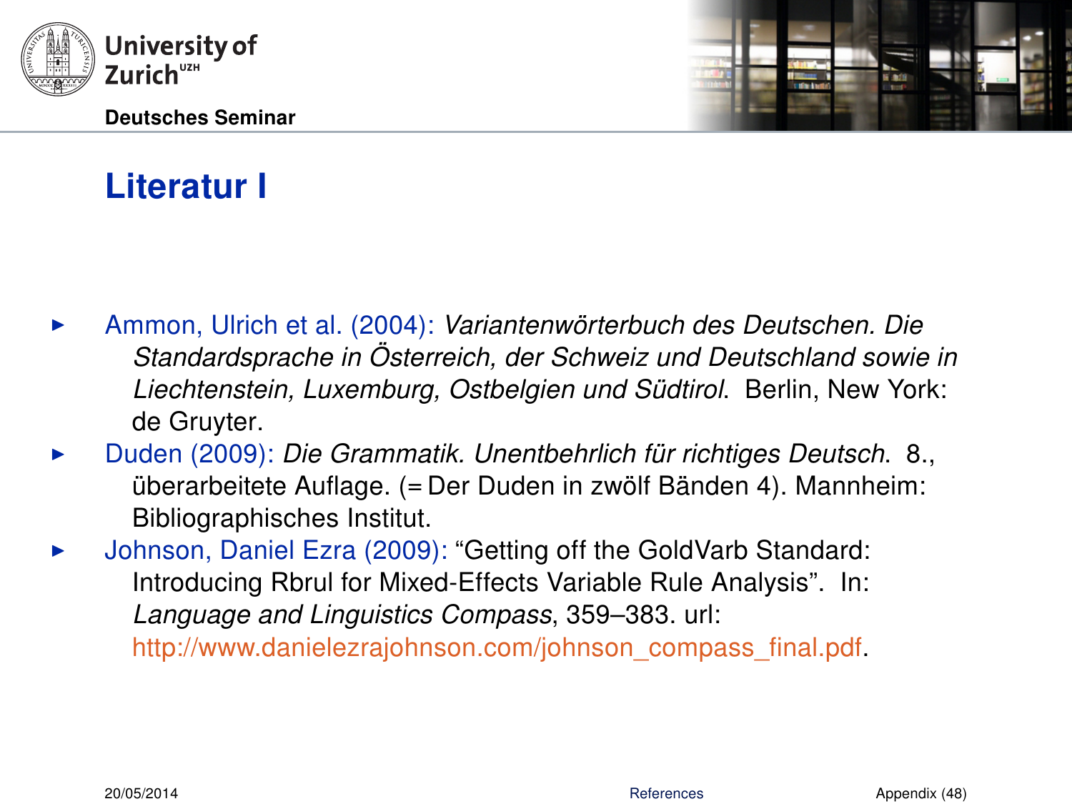# Literatur I

- Ammon, Ulrich et al. (2004): *Variantenwörterbuch des Deutschen. Die Standardsprache in Österreich, der Schweiz und Deutschland sowie in Liechtenstein, Luxemburg, Ostbelgien und Südtirol*. Berlin, New York: de Gruyter.
- Duden (2009): *Die Grammatik. Unentbehrlich für richtiges Deutsch*. 8., überarbeitete Auflage. (= Der Duden in zwölf Bänden 4). Mannheim: Bibliographisches Institut.
- Johnson, Daniel Ezra (2009): "Getting off the GoldVarb Standard: Introducing Rbrul for Mixed-Effects Variable Rule Analysis". In: *Language and Linguistics Compass*, 359–383. url: http://www.danielezrajohnson.com/johnson_compass_final.pdf.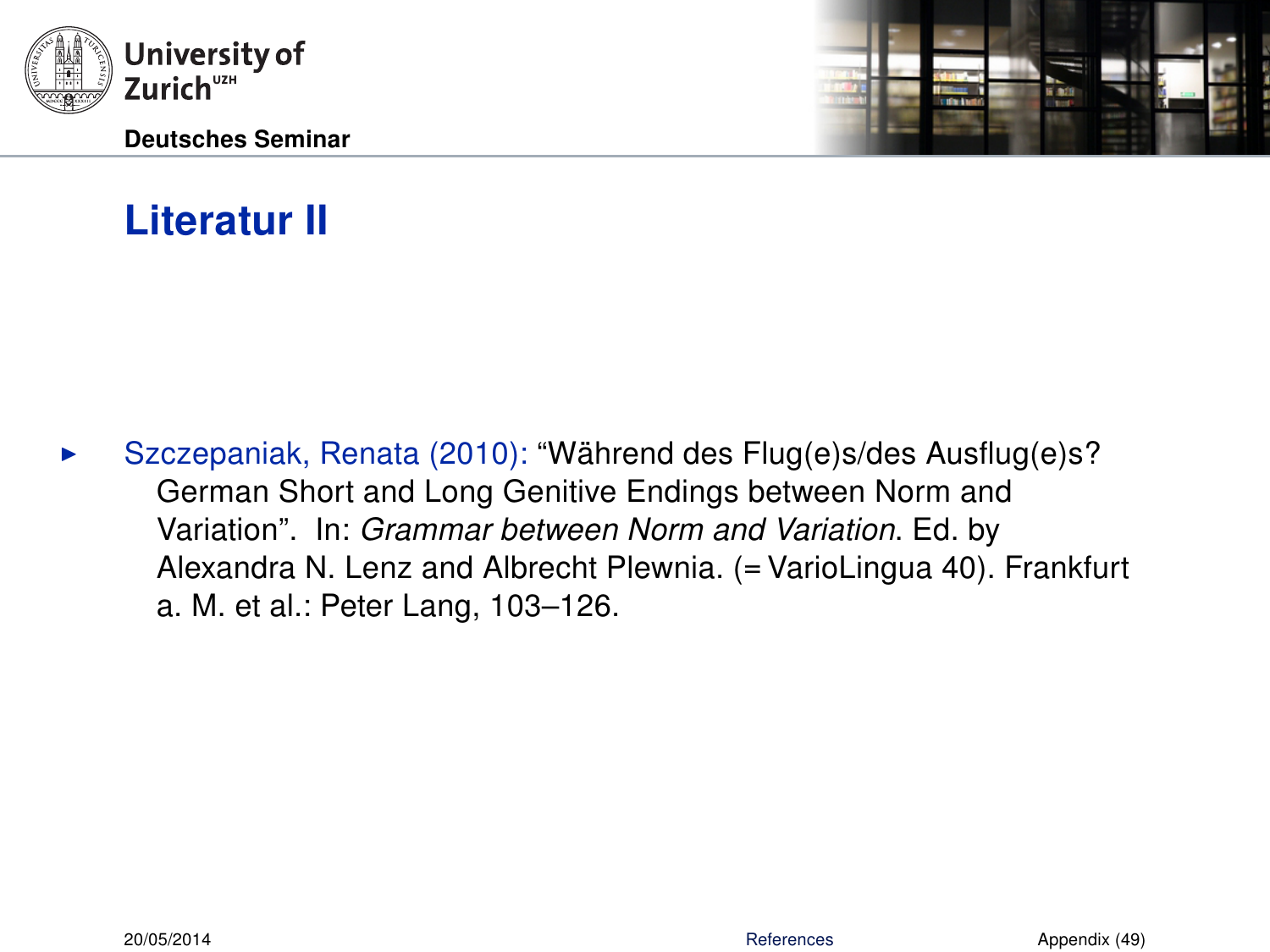# Literatur II

- Szczepaniak, Renata (2010): “Während des Flug(e)s/des Ausflug(e)s? German Short and Long Genitive Endings between Norm and Variation”. In: *Grammar between Norm and Variation*. Ed. by Alexandra N. Lenz and Albrecht Plewnia. (= VarioLingua 40). Frankfurt a. M. et al.: Peter Lang, 103–126.